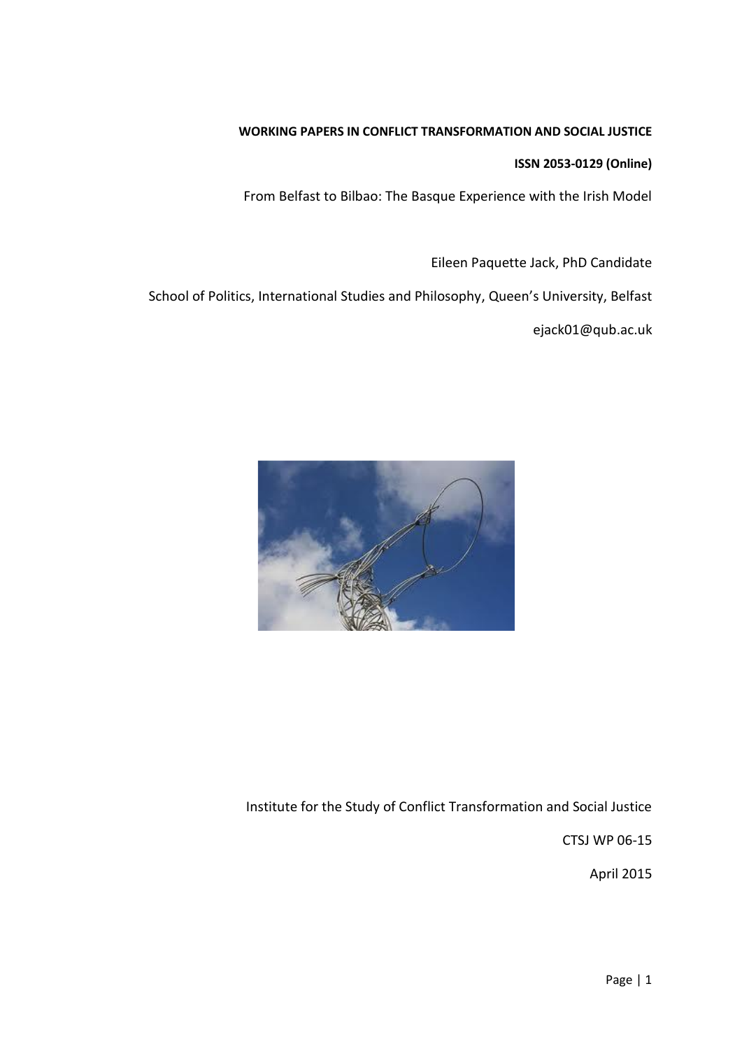**WORKING PAPERS IN CONFLICT TRANSFORMATION AND SOCIAL JUSTICE**

**ISSN 2053-0129 (Online)**

# From Belfast to Bilbao: The Basque Experience with the Irish Model

Eileen Paquette Jack, PhD Candidate

School of Politics, International Studies and Philosophy, Queen's University, Belfast

ejack01@qub.ac.uk

Institute for the Study of Conflict Transformation and Social Justice

CTSJ WP 06-15

April 2015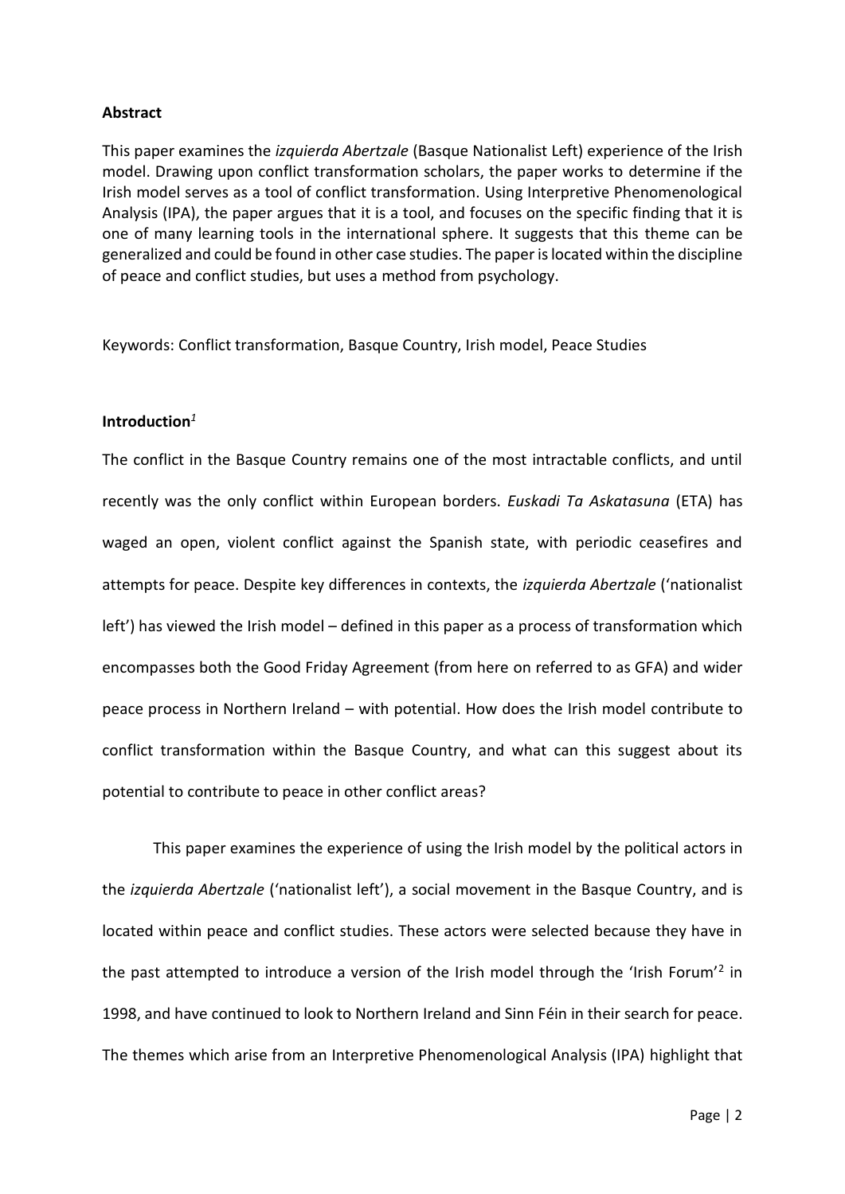**Abstract**

This paper examines the *izquierda Abertzale* (Basque Nationalist Left) experience of the Irish model. Drawing upon conflict transformation scholars, the paper works to determine if the Irish model serves as a tool of conflict transformation. Using Interpretive Phenomenological Analysis (IPA), the paper argues that it is a tool, and focuses on the specific finding that it is one of many learning tools in the international sphere. It suggests that this theme can be generalized and could be found in other case studies. The paper is located within the discipline of peace and conflict studies, but uses a method from psychology.

Keywords: Conflict transformation, Basque Country, Irish model, Peace Studies

**Introduction**[1]

The conflict in the Basque Country remains one of the most intractable conflicts, and until recently was the only conflict within European borders. *Euskadi Ta Askatasuna* (ETA) has waged an open, violent conflict against the Spanish state, with periodic ceasefires and attempts for peace. Despite key differences in contexts, the *izquierda Abertzale* ('nationalist left') has viewed the Irish model – defined in this paper as a process of transformation which encompasses both the Good Friday Agreement (from here on referred to as GFA) and wider peace process in Northern Ireland – with potential. How does the Irish model contribute to conflict transformation within the Basque Country, and what can this suggest about its potential to contribute to peace in other conflict areas?

This paper examines the experience of using the Irish model by the political actors in the *izquierda Abertzale* ('nationalist left'), a social movement in the Basque Country, and is located within peace and conflict studies. These actors were selected because they have in the past attempted to introduce a version of the Irish model through the 'Irish Forum'[2] in 1998, and have continued to look to Northern Ireland and Sinn Féin in their search for peace. The themes which arise from an Interpretive Phenomenological Analysis (IPA) highlight that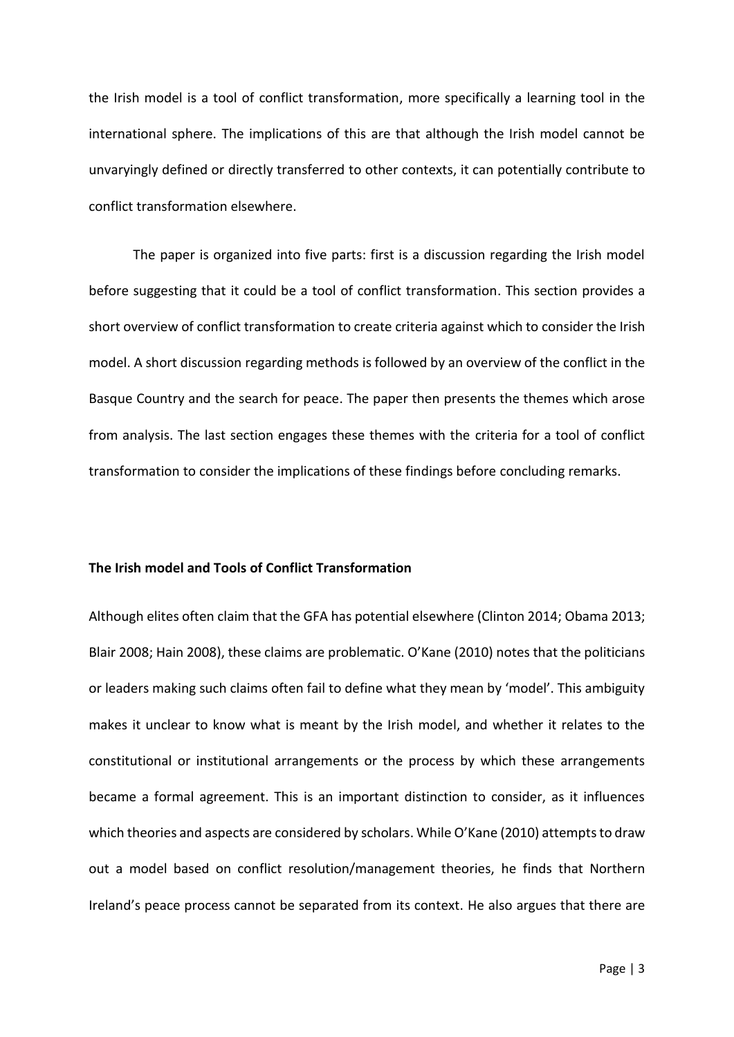the Irish model is a tool of conflict transformation, more specifically a learning tool in the international sphere. The implications of this are that although the Irish model cannot be unvaryingly defined or directly transferred to other contexts, it can potentially contribute to conflict transformation elsewhere.

The paper is organized into five parts: first is a discussion regarding the Irish model before suggesting that it could be a tool of conflict transformation. This section provides a short overview of conflict transformation to create criteria against which to consider the Irish model. A short discussion regarding methods is followed by an overview of the conflict in the Basque Country and the search for peace. The paper then presents the themes which arose from analysis. The last section engages these themes with the criteria for a tool of conflict transformation to consider the implications of these findings before concluding remarks.

## The Irish model and Tools of Conflict Transformation

Although elites often claim that the GFA has potential elsewhere (Clinton 2014; Obama 2013; Blair 2008; Hain 2008), these claims are problematic. O'Kane (2010) notes that the politicians or leaders making such claims often fail to define what they mean by 'model'. This ambiguity makes it unclear to know what is meant by the Irish model, and whether it relates to the constitutional or institutional arrangements or the process by which these arrangements became a formal agreement. This is an important distinction to consider, as it influences which theories and aspects are considered by scholars. While O'Kane (2010) attempts to draw out a model based on conflict resolution/management theories, he finds that Northern Ireland's peace process cannot be separated from its context. He also argues that there are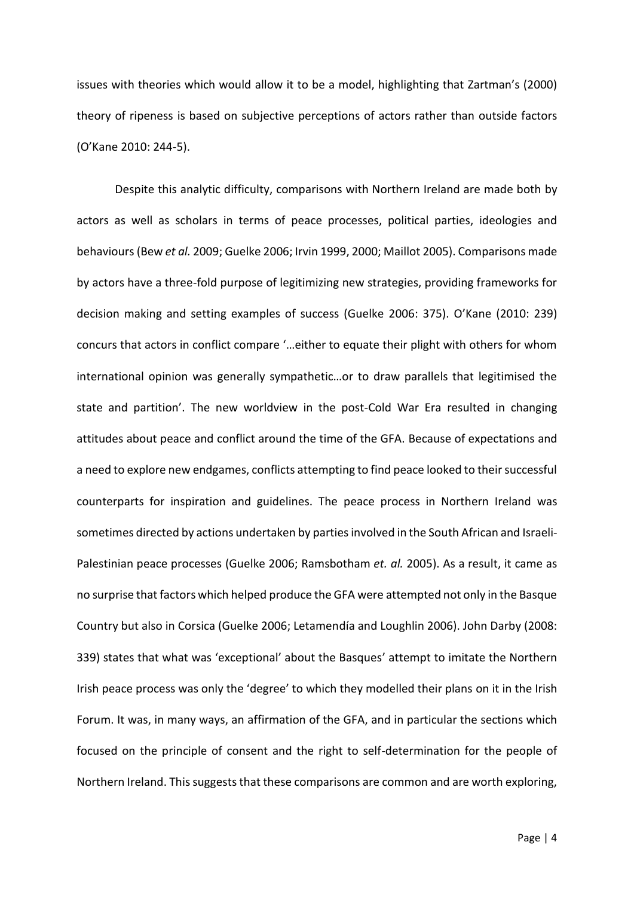issues with theories which would allow it to be a model, highlighting that Zartman's (2000) theory of ripeness is based on subjective perceptions of actors rather than outside factors (O'Kane 2010: 244-5).

Despite this analytic difficulty, comparisons with Northern Ireland are made both by actors as well as scholars in terms of peace processes, political parties, ideologies and behaviours (Bew *et al.* 2009; Guelke 2006; Irvin 1999, 2000; Maillot 2005). Comparisons made by actors have a three-fold purpose of legitimizing new strategies, providing frameworks for decision making and setting examples of success (Guelke 2006: 375). O'Kane (2010: 239) concurs that actors in conflict compare '…either to equate their plight with others for whom international opinion was generally sympathetic…or to draw parallels that legitimised the state and partition'. The new worldview in the post-Cold War Era resulted in changing attitudes about peace and conflict around the time of the GFA. Because of expectations and a need to explore new endgames, conflicts attempting to find peace looked to their successful counterparts for inspiration and guidelines. The peace process in Northern Ireland was sometimes directed by actions undertaken by parties involved in the South African and Israeli-Palestinian peace processes (Guelke 2006; Ramsbotham *et. al.* 2005). As a result, it came as no surprise that factors which helped produce the GFA were attempted not only in the Basque Country but also in Corsica (Guelke 2006; Letamendía and Loughlin 2006). John Darby (2008: 339) states that what was 'exceptional' about the Basques' attempt to imitate the Northern Irish peace process was only the 'degree' to which they modelled their plans on it in the Irish Forum. It was, in many ways, an affirmation of the GFA, and in particular the sections which focused on the principle of consent and the right to self-determination for the people of Northern Ireland. This suggests that these comparisons are common and are worth exploring,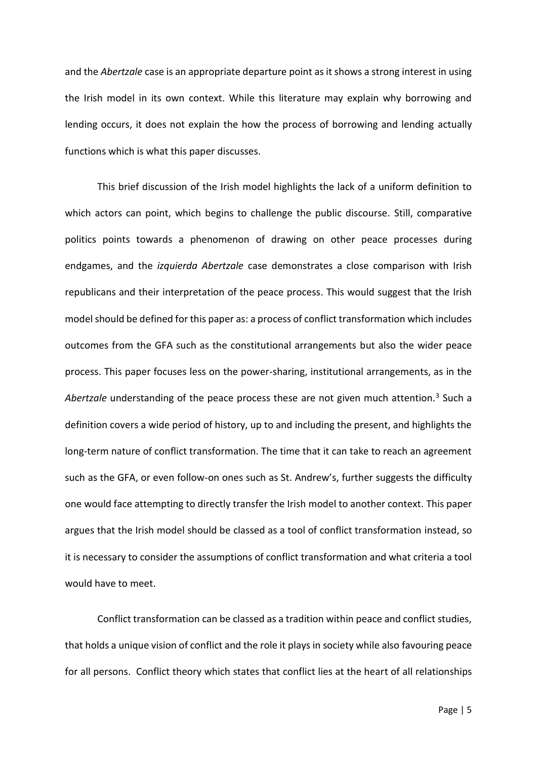and the *Abertzale* case is an appropriate departure point as it shows a strong interest in using the Irish model in its own context. While this literature may explain why borrowing and lending occurs, it does not explain the how the process of borrowing and lending actually functions which is what this paper discusses.

This brief discussion of the Irish model highlights the lack of a uniform definition to which actors can point, which begins to challenge the public discourse. Still, comparative politics points towards a phenomenon of drawing on other peace processes during endgames, and the *izquierda Abertzale* case demonstrates a close comparison with Irish republicans and their interpretation of the peace process. This would suggest that the Irish model should be defined for this paper as: a process of conflict transformation which includes outcomes from the GFA such as the constitutional arrangements but also the wider peace process. This paper focuses less on the power-sharing, institutional arrangements, as in the *Abertzale* understanding of the peace process these are not given much attention.[3] Such a definition covers a wide period of history, up to and including the present, and highlights the long-term nature of conflict transformation. The time that it can take to reach an agreement such as the GFA, or even follow-on ones such as St. Andrew's, further suggests the difficulty one would face attempting to directly transfer the Irish model to another context. This paper argues that the Irish model should be classed as a tool of conflict transformation instead, so it is necessary to consider the assumptions of conflict transformation and what criteria a tool would have to meet.

Conflict transformation can be classed as a tradition within peace and conflict studies, that holds a unique vision of conflict and the role it plays in society while also favouring peace for all persons. Conflict theory which states that conflict lies at the heart of all relationships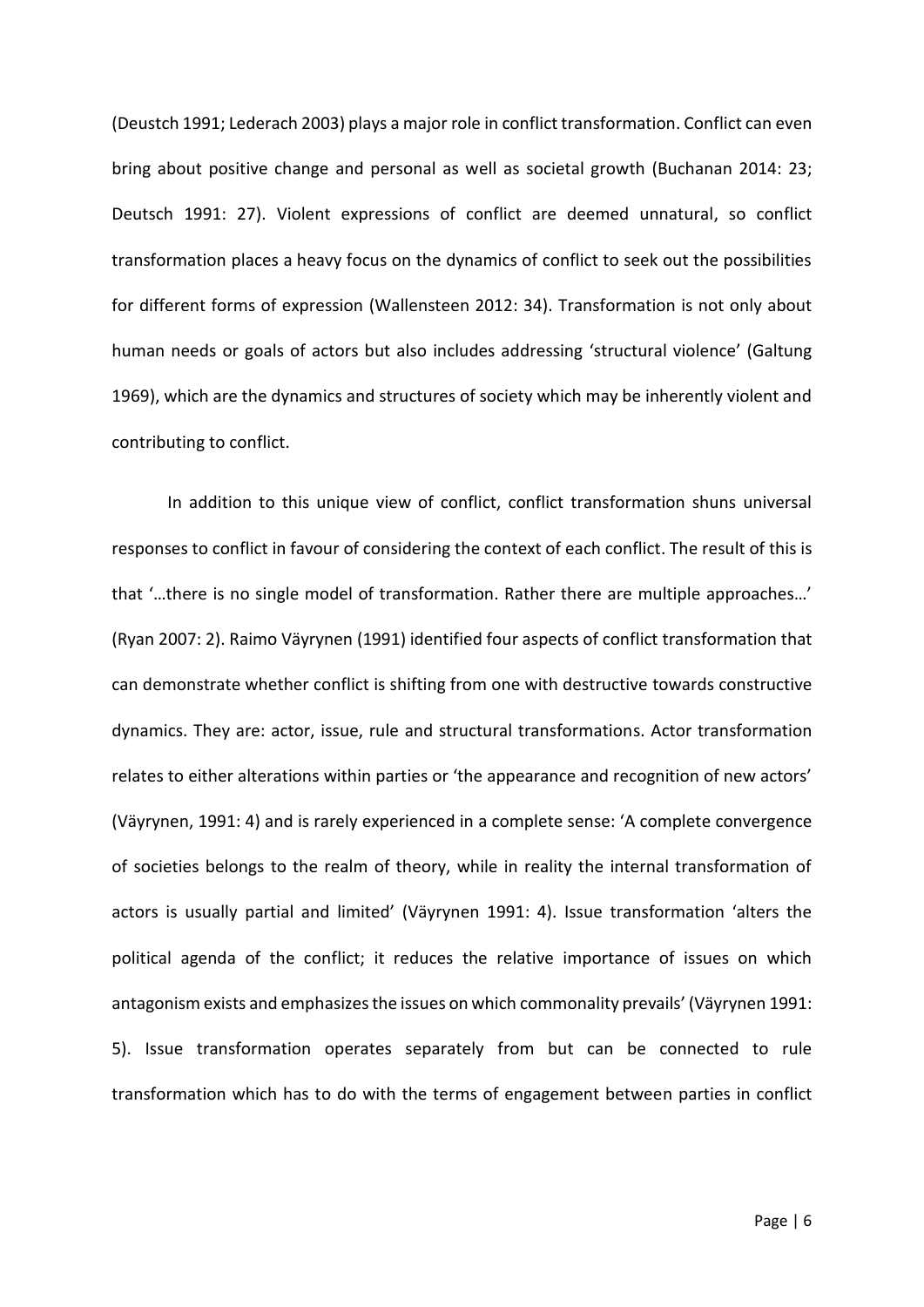(Deustch 1991; Lederach 2003) plays a major role in conflict transformation. Conflict can even bring about positive change and personal as well as societal growth (Buchanan 2014: 23; Deutsch 1991: 27). Violent expressions of conflict are deemed unnatural, so conflict transformation places a heavy focus on the dynamics of conflict to seek out the possibilities for different forms of expression (Wallensteen 2012: 34). Transformation is not only about human needs or goals of actors but also includes addressing 'structural violence' (Galtung 1969), which are the dynamics and structures of society which may be inherently violent and contributing to conflict.

In addition to this unique view of conflict, conflict transformation shuns universal responses to conflict in favour of considering the context of each conflict. The result of this is that '…there is no single model of transformation. Rather there are multiple approaches…' (Ryan 2007: 2). Raimo Väyrynen (1991) identified four aspects of conflict transformation that can demonstrate whether conflict is shifting from one with destructive towards constructive dynamics. They are: actor, issue, rule and structural transformations. Actor transformation relates to either alterations within parties or 'the appearance and recognition of new actors' (Väyrynen, 1991: 4) and is rarely experienced in a complete sense: 'A complete convergence of societies belongs to the realm of theory, while in reality the internal transformation of actors is usually partial and limited' (Väyrynen 1991: 4). Issue transformation 'alters the political agenda of the conflict; it reduces the relative importance of issues on which antagonism exists and emphasizes the issues on which commonality prevails' (Väyrynen 1991: 5). Issue transformation operates separately from but can be connected to rule transformation which has to do with the terms of engagement between parties in conflict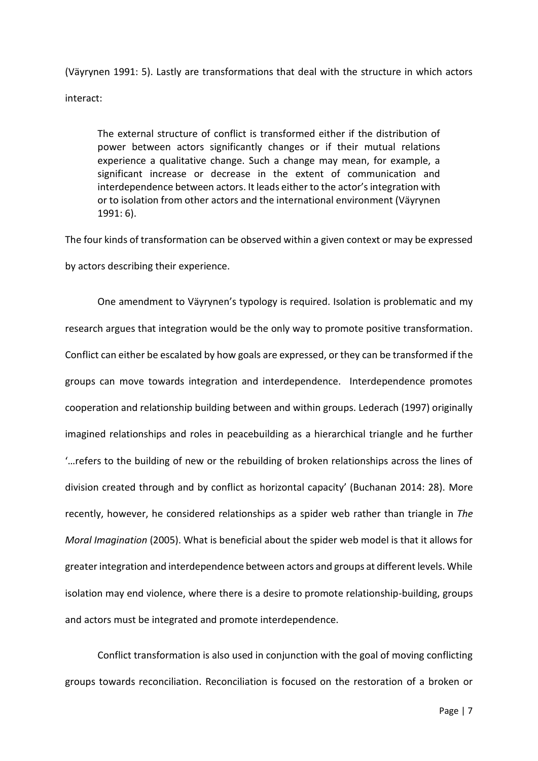(Väyrynen 1991: 5). Lastly are transformations that deal with the structure in which actors interact:

> The external structure of conflict is transformed either if the distribution of power between actors significantly changes or if their mutual relations experience a qualitative change. Such a change may mean, for example, a significant increase or decrease in the extent of communication and interdependence between actors. It leads either to the actor's integration with or to isolation from other actors and the international environment (Väyrynen 1991: 6).

The four kinds of transformation can be observed within a given context or may be expressed by actors describing their experience.

One amendment to Väyrynen's typology is required. Isolation is problematic and my research argues that integration would be the only way to promote positive transformation. Conflict can either be escalated by how goals are expressed, or they can be transformed if the groups can move towards integration and interdependence. Interdependence promotes cooperation and relationship building between and within groups. Lederach (1997) originally imagined relationships and roles in peacebuilding as a hierarchical triangle and he further '…refers to the building of new or the rebuilding of broken relationships across the lines of division created through and by conflict as horizontal capacity' (Buchanan 2014: 28). More recently, however, he considered relationships as a spider web rather than triangle in *The Moral Imagination* (2005). What is beneficial about the spider web model is that it allows for greater integration and interdependence between actors and groups at different levels. While isolation may end violence, where there is a desire to promote relationship-building, groups and actors must be integrated and promote interdependence.

Conflict transformation is also used in conjunction with the goal of moving conflicting groups towards reconciliation. Reconciliation is focused on the restoration of a broken or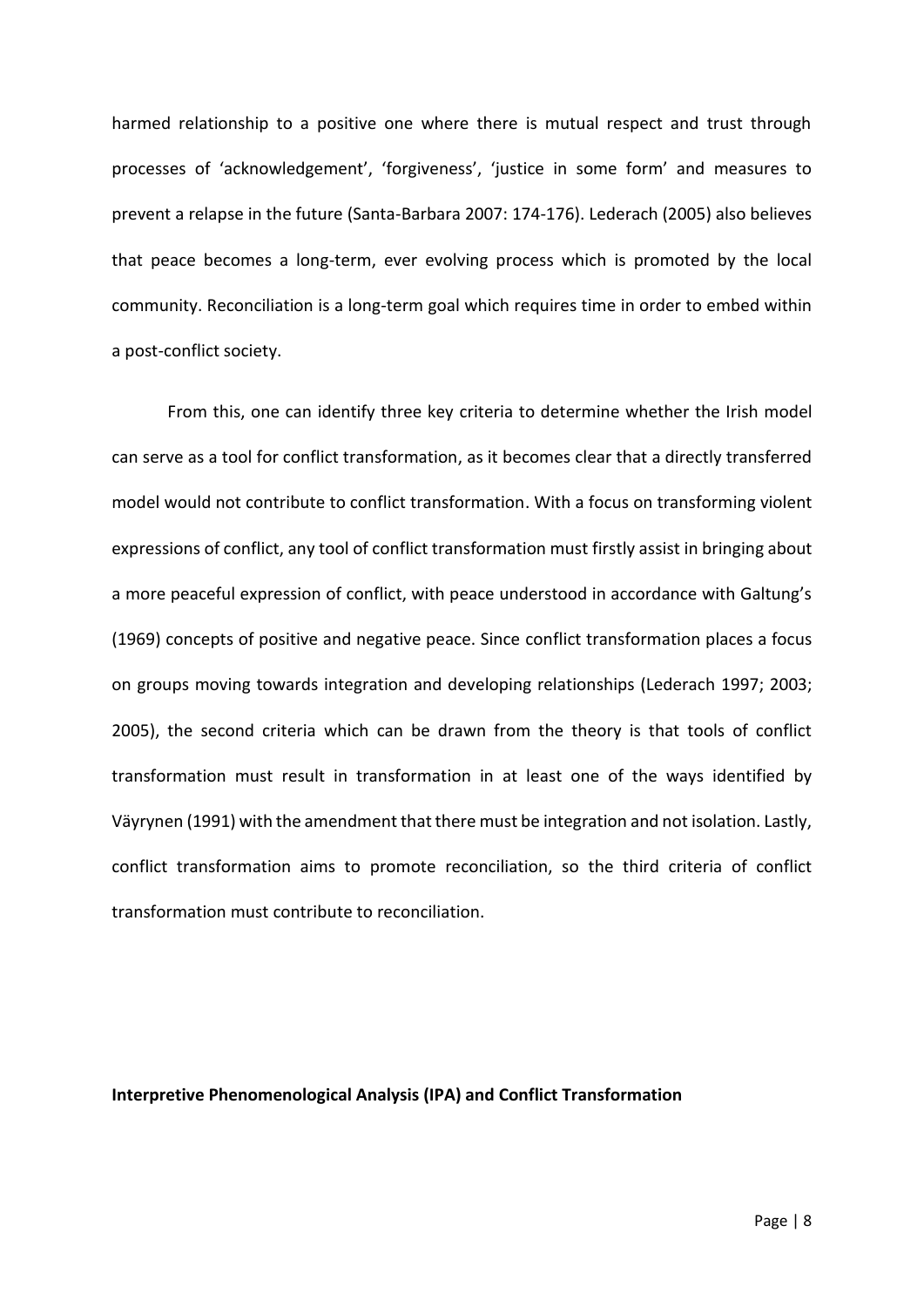harmed relationship to a positive one where there is mutual respect and trust through processes of 'acknowledgement', 'forgiveness', 'justice in some form' and measures to prevent a relapse in the future (Santa-Barbara 2007: 174-176). Lederach (2005) also believes that peace becomes a long-term, ever evolving process which is promoted by the local community. Reconciliation is a long-term goal which requires time in order to embed within a post-conflict society.

From this, one can identify three key criteria to determine whether the Irish model can serve as a tool for conflict transformation, as it becomes clear that a directly transferred model would not contribute to conflict transformation. With a focus on transforming violent expressions of conflict, any tool of conflict transformation must firstly assist in bringing about a more peaceful expression of conflict, with peace understood in accordance with Galtung's (1969) concepts of positive and negative peace. Since conflict transformation places a focus on groups moving towards integration and developing relationships (Lederach 1997; 2003; 2005), the second criteria which can be drawn from the theory is that tools of conflict transformation must result in transformation in at least one of the ways identified by Väyrynen (1991) with the amendment that there must be integration and not isolation. Lastly, conflict transformation aims to promote reconciliation, so the third criteria of conflict transformation must contribute to reconciliation.

**Interpretive Phenomenological Analysis (IPA) and Conflict Transformation**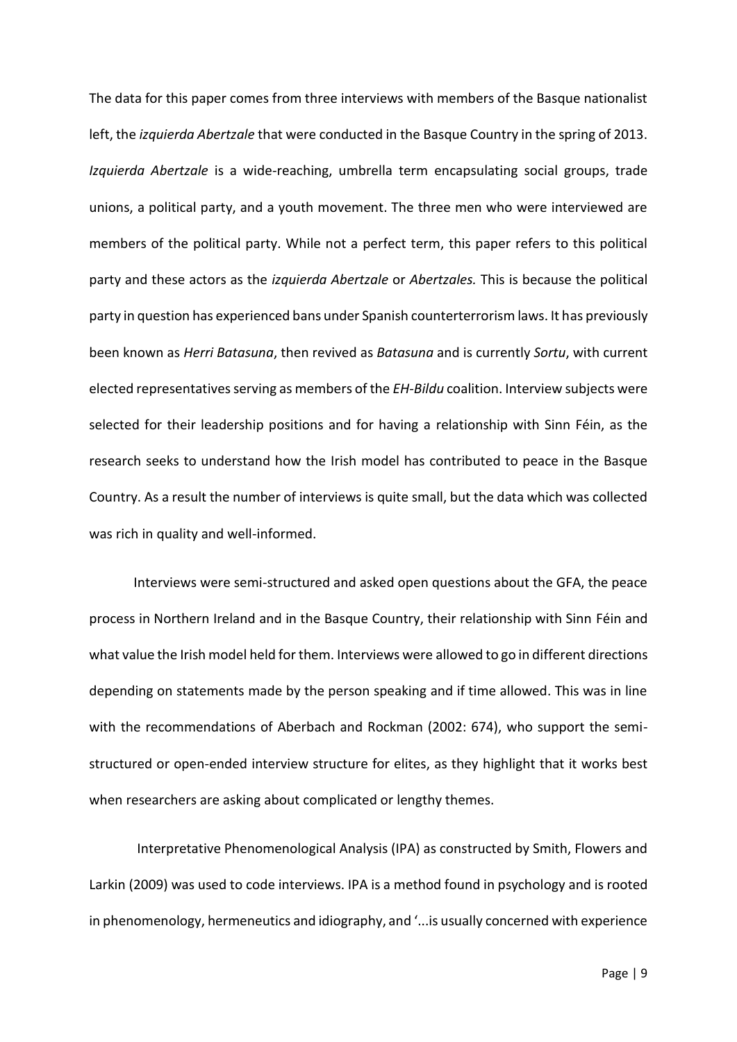The data for this paper comes from three interviews with members of the Basque nationalist left, the *izquierda Abertzale* that were conducted in the Basque Country in the spring of 2013. *Izquierda Abertzale* is a wide-reaching, umbrella term encapsulating social groups, trade unions, a political party, and a youth movement. The three men who were interviewed are members of the political party. While not a perfect term, this paper refers to this political party and these actors as the *izquierda Abertzale* or *Abertzales.* This is because the political party in question has experienced bans under Spanish counterterrorism laws. It has previously been known as *Herri Batasuna*, then revived as *Batasuna* and is currently *Sortu*, with current elected representatives serving as members of the *EH-Bildu* coalition. Interview subjects were selected for their leadership positions and for having a relationship with Sinn Féin, as the research seeks to understand how the Irish model has contributed to peace in the Basque Country. As a result the number of interviews is quite small, but the data which was collected was rich in quality and well-informed.

Interviews were semi-structured and asked open questions about the GFA, the peace process in Northern Ireland and in the Basque Country, their relationship with Sinn Féin and what value the Irish model held for them. Interviews were allowed to go in different directions depending on statements made by the person speaking and if time allowed. This was in line with the recommendations of Aberbach and Rockman (2002: 674), who support the semi-structured or open-ended interview structure for elites, as they highlight that it works best when researchers are asking about complicated or lengthy themes.

Interpretative Phenomenological Analysis (IPA) as constructed by Smith, Flowers and Larkin (2009) was used to code interviews. IPA is a method found in psychology and is rooted in phenomenology, hermeneutics and idiography, and '...is usually concerned with experience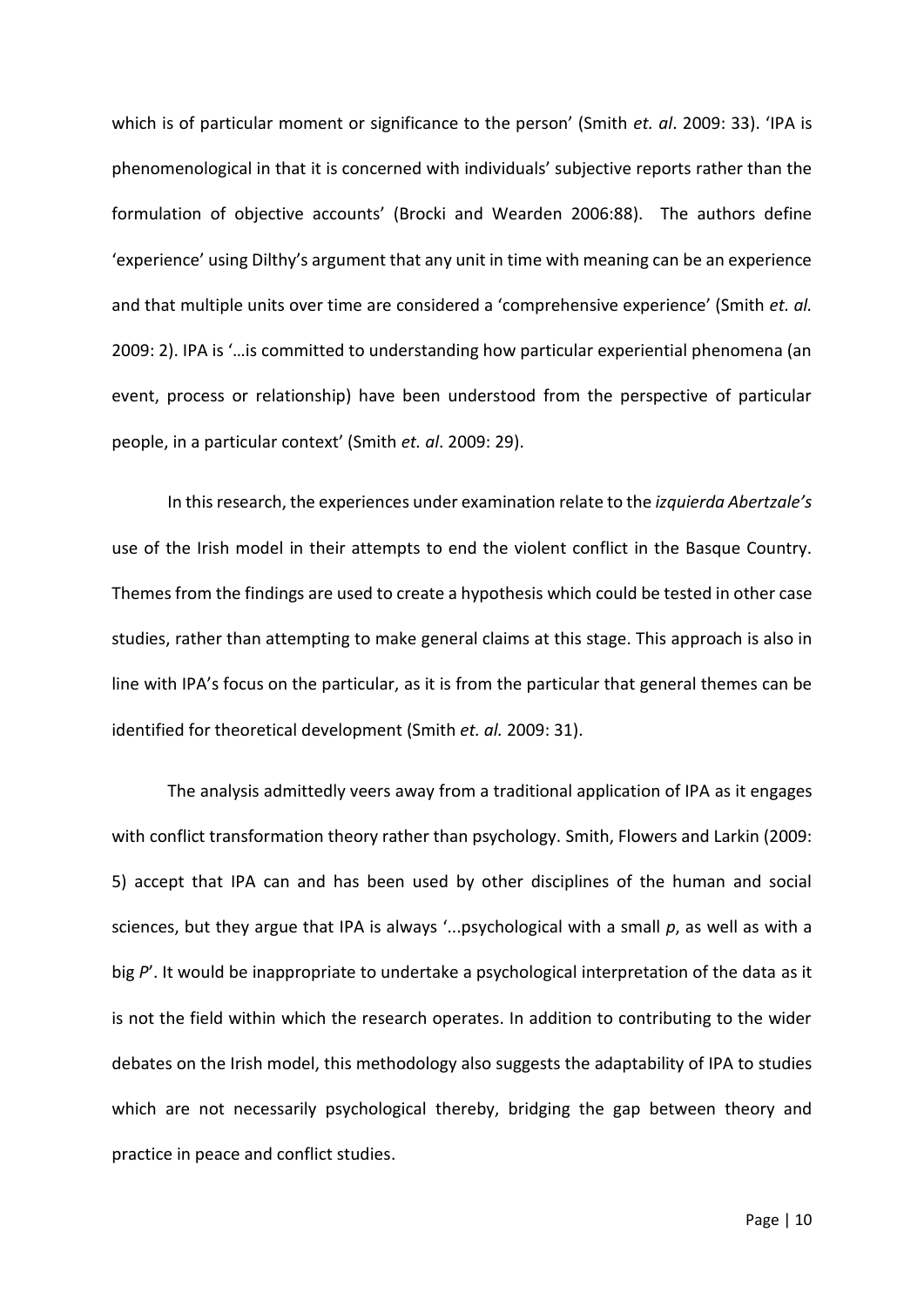which is of particular moment or significance to the person' (Smith *et. al*. 2009: 33). 'IPA is phenomenological in that it is concerned with individuals' subjective reports rather than the formulation of objective accounts' (Brocki and Wearden 2006:88). The authors define 'experience' using Dilthy's argument that any unit in time with meaning can be an experience and that multiple units over time are considered a 'comprehensive experience' (Smith *et. al.* 2009: 2). IPA is '…is committed to understanding how particular experiential phenomena (an event, process or relationship) have been understood from the perspective of particular people, in a particular context' (Smith *et. al*. 2009: 29).

In this research, the experiences under examination relate to the *izquierda Abertzale's* use of the Irish model in their attempts to end the violent conflict in the Basque Country. Themes from the findings are used to create a hypothesis which could be tested in other case studies, rather than attempting to make general claims at this stage. This approach is also in line with IPA's focus on the particular, as it is from the particular that general themes can be identified for theoretical development (Smith *et. al.* 2009: 31).

The analysis admittedly veers away from a traditional application of IPA as it engages with conflict transformation theory rather than psychology. Smith, Flowers and Larkin (2009: 5) accept that IPA can and has been used by other disciplines of the human and social sciences, but they argue that IPA is always '...psychological with a small *p*, as well as with a big *P*'. It would be inappropriate to undertake a psychological interpretation of the data as it is not the field within which the research operates. In addition to contributing to the wider debates on the Irish model, this methodology also suggests the adaptability of IPA to studies which are not necessarily psychological thereby, bridging the gap between theory and practice in peace and conflict studies.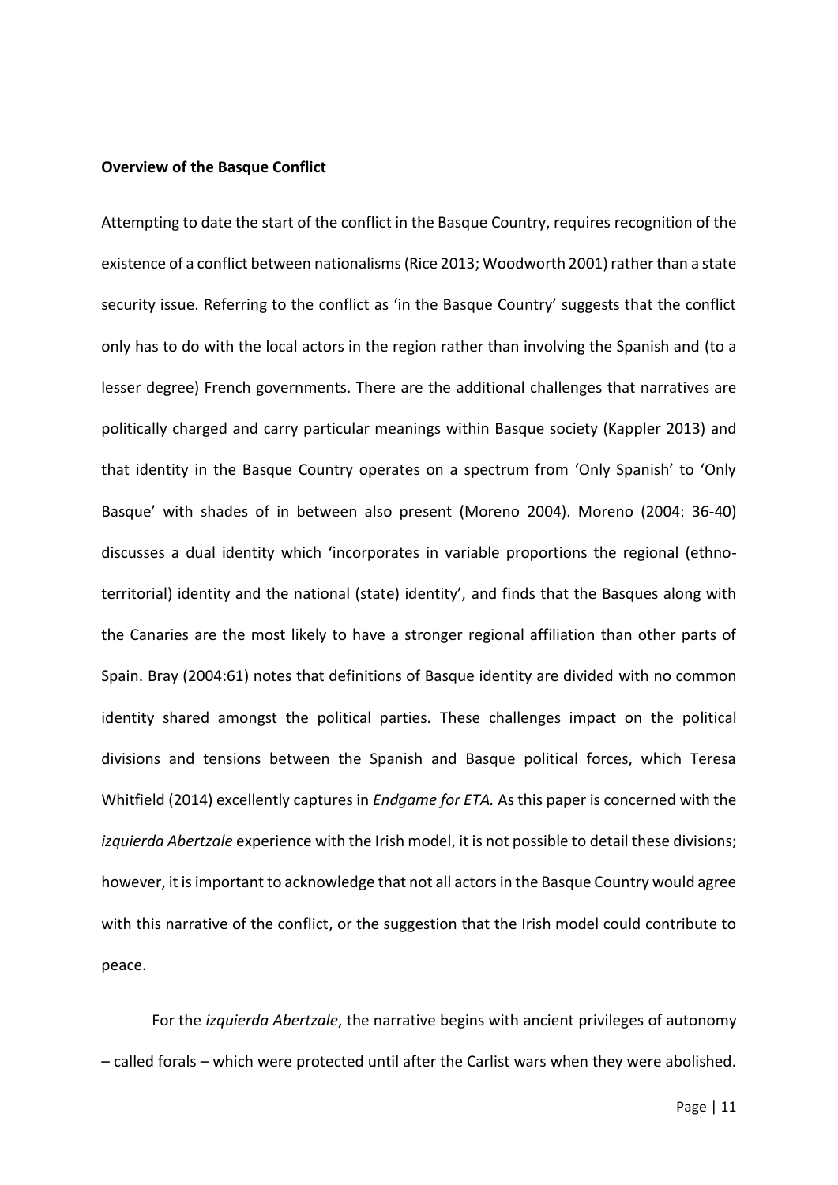**Overview of the Basque Conflict**

Attempting to date the start of the conflict in the Basque Country, requires recognition of the existence of a conflict between nationalisms (Rice 2013; Woodworth 2001) rather than a state security issue. Referring to the conflict as 'in the Basque Country' suggests that the conflict only has to do with the local actors in the region rather than involving the Spanish and (to a lesser degree) French governments. There are the additional challenges that narratives are politically charged and carry particular meanings within Basque society (Kappler 2013) and that identity in the Basque Country operates on a spectrum from 'Only Spanish' to 'Only Basque' with shades of in between also present (Moreno 2004). Moreno (2004: 36-40) discusses a dual identity which 'incorporates in variable proportions the regional (ethno-territorial) identity and the national (state) identity', and finds that the Basques along with the Canaries are the most likely to have a stronger regional affiliation than other parts of Spain. Bray (2004:61) notes that definitions of Basque identity are divided with no common identity shared amongst the political parties. These challenges impact on the political divisions and tensions between the Spanish and Basque political forces, which Teresa Whitfield (2014) excellently captures in *Endgame for ETA.* As this paper is concerned with the *izquierda Abertzale* experience with the Irish model, it is not possible to detail these divisions; however, it is important to acknowledge that not all actors in the Basque Country would agree with this narrative of the conflict, or the suggestion that the Irish model could contribute to peace.

For the *izquierda Abertzale*, the narrative begins with ancient privileges of autonomy – called forals – which were protected until after the Carlist wars when they were abolished.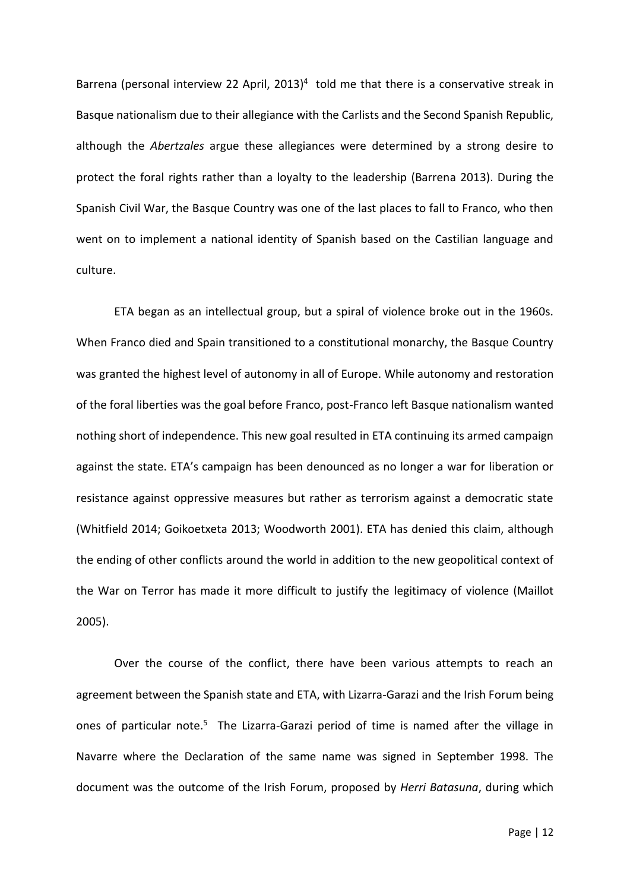Barrena (personal interview 22 April, 2013)[4] told me that there is a conservative streak in Basque nationalism due to their allegiance with the Carlists and the Second Spanish Republic, although the *Abertzales* argue these allegiances were determined by a strong desire to protect the foral rights rather than a loyalty to the leadership (Barrena 2013). During the Spanish Civil War, the Basque Country was one of the last places to fall to Franco, who then went on to implement a national identity of Spanish based on the Castilian language and culture.

ETA began as an intellectual group, but a spiral of violence broke out in the 1960s. When Franco died and Spain transitioned to a constitutional monarchy, the Basque Country was granted the highest level of autonomy in all of Europe. While autonomy and restoration of the foral liberties was the goal before Franco, post-Franco left Basque nationalism wanted nothing short of independence. This new goal resulted in ETA continuing its armed campaign against the state. ETA's campaign has been denounced as no longer a war for liberation or resistance against oppressive measures but rather as terrorism against a democratic state (Whitfield 2014; Goikoetxeta 2013; Woodworth 2001). ETA has denied this claim, although the ending of other conflicts around the world in addition to the new geopolitical context of the War on Terror has made it more difficult to justify the legitimacy of violence (Maillot 2005).

Over the course of the conflict, there have been various attempts to reach an agreement between the Spanish state and ETA, with Lizarra-Garazi and the Irish Forum being ones of particular note.[5] The Lizarra-Garazi period of time is named after the village in Navarre where the Declaration of the same name was signed in September 1998. The document was the outcome of the Irish Forum, proposed by *Herri Batasuna*, during which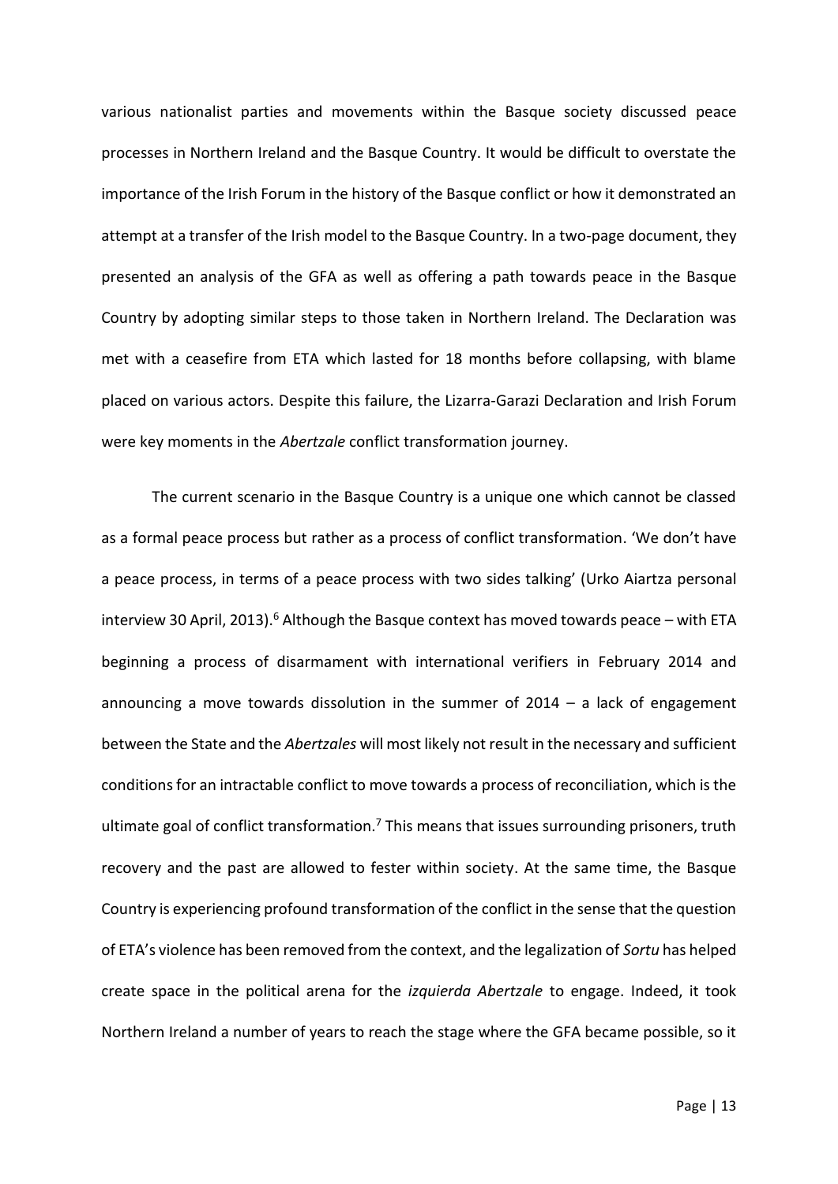various nationalist parties and movements within the Basque society discussed peace processes in Northern Ireland and the Basque Country. It would be difficult to overstate the importance of the Irish Forum in the history of the Basque conflict or how it demonstrated an attempt at a transfer of the Irish model to the Basque Country. In a two-page document, they presented an analysis of the GFA as well as offering a path towards peace in the Basque Country by adopting similar steps to those taken in Northern Ireland. The Declaration was met with a ceasefire from ETA which lasted for 18 months before collapsing, with blame placed on various actors. Despite this failure, the Lizarra-Garazi Declaration and Irish Forum were key moments in the *Abertzale* conflict transformation journey.

The current scenario in the Basque Country is a unique one which cannot be classed as a formal peace process but rather as a process of conflict transformation. 'We don't have a peace process, in terms of a peace process with two sides talking' (Urko Aiartza personal interview 30 April, 2013).[6] Although the Basque context has moved towards peace – with ETA beginning a process of disarmament with international verifiers in February 2014 and announcing a move towards dissolution in the summer of 2014 – a lack of engagement between the State and the *Abertzales* will most likely not result in the necessary and sufficient conditions for an intractable conflict to move towards a process of reconciliation, which is the ultimate goal of conflict transformation.[7] This means that issues surrounding prisoners, truth recovery and the past are allowed to fester within society. At the same time, the Basque Country is experiencing profound transformation of the conflict in the sense that the question of ETA's violence has been removed from the context, and the legalization of *Sortu* has helped create space in the political arena for the *izquierda Abertzale* to engage. Indeed, it took Northern Ireland a number of years to reach the stage where the GFA became possible, so it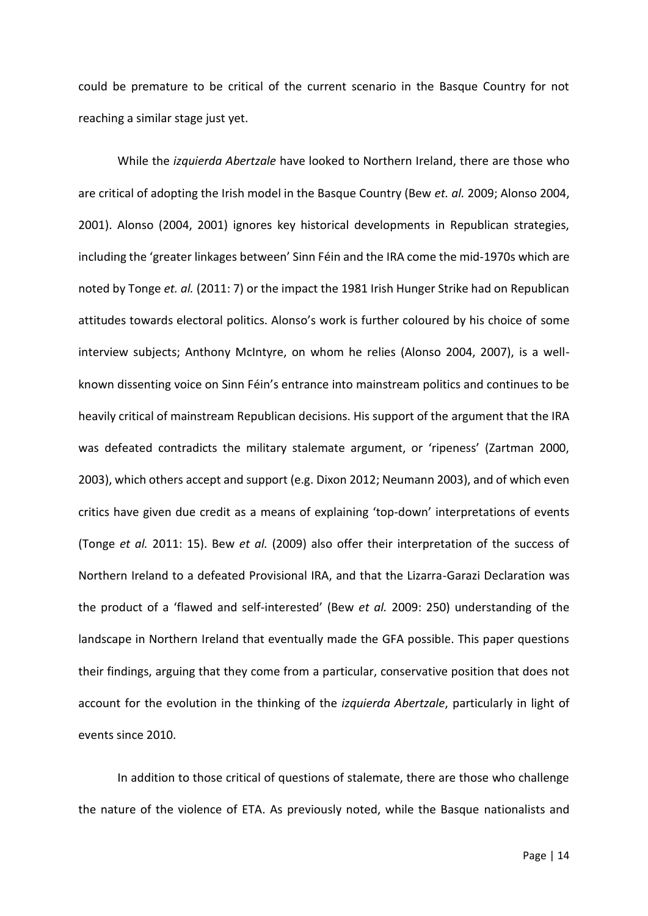could be premature to be critical of the current scenario in the Basque Country for not reaching a similar stage just yet.

While the *izquierda Abertzale* have looked to Northern Ireland, there are those who are critical of adopting the Irish model in the Basque Country (Bew *et. al.* 2009; Alonso 2004, 2001). Alonso (2004, 2001) ignores key historical developments in Republican strategies, including the 'greater linkages between' Sinn Féin and the IRA come the mid-1970s which are noted by Tonge *et. al.* (2011: 7) or the impact the 1981 Irish Hunger Strike had on Republican attitudes towards electoral politics. Alonso's work is further coloured by his choice of some interview subjects; Anthony McIntyre, on whom he relies (Alonso 2004, 2007), is a well-known dissenting voice on Sinn Féin's entrance into mainstream politics and continues to be heavily critical of mainstream Republican decisions. His support of the argument that the IRA was defeated contradicts the military stalemate argument, or 'ripeness' (Zartman 2000, 2003), which others accept and support (e.g. Dixon 2012; Neumann 2003), and of which even critics have given due credit as a means of explaining 'top-down' interpretations of events (Tonge *et al.* 2011: 15). Bew *et al.* (2009) also offer their interpretation of the success of Northern Ireland to a defeated Provisional IRA, and that the Lizarra-Garazi Declaration was the product of a 'flawed and self-interested' (Bew *et al.* 2009: 250) understanding of the landscape in Northern Ireland that eventually made the GFA possible. This paper questions their findings, arguing that they come from a particular, conservative position that does not account for the evolution in the thinking of the *izquierda Abertzale*, particularly in light of events since 2010.

In addition to those critical of questions of stalemate, there are those who challenge the nature of the violence of ETA. As previously noted, while the Basque nationalists and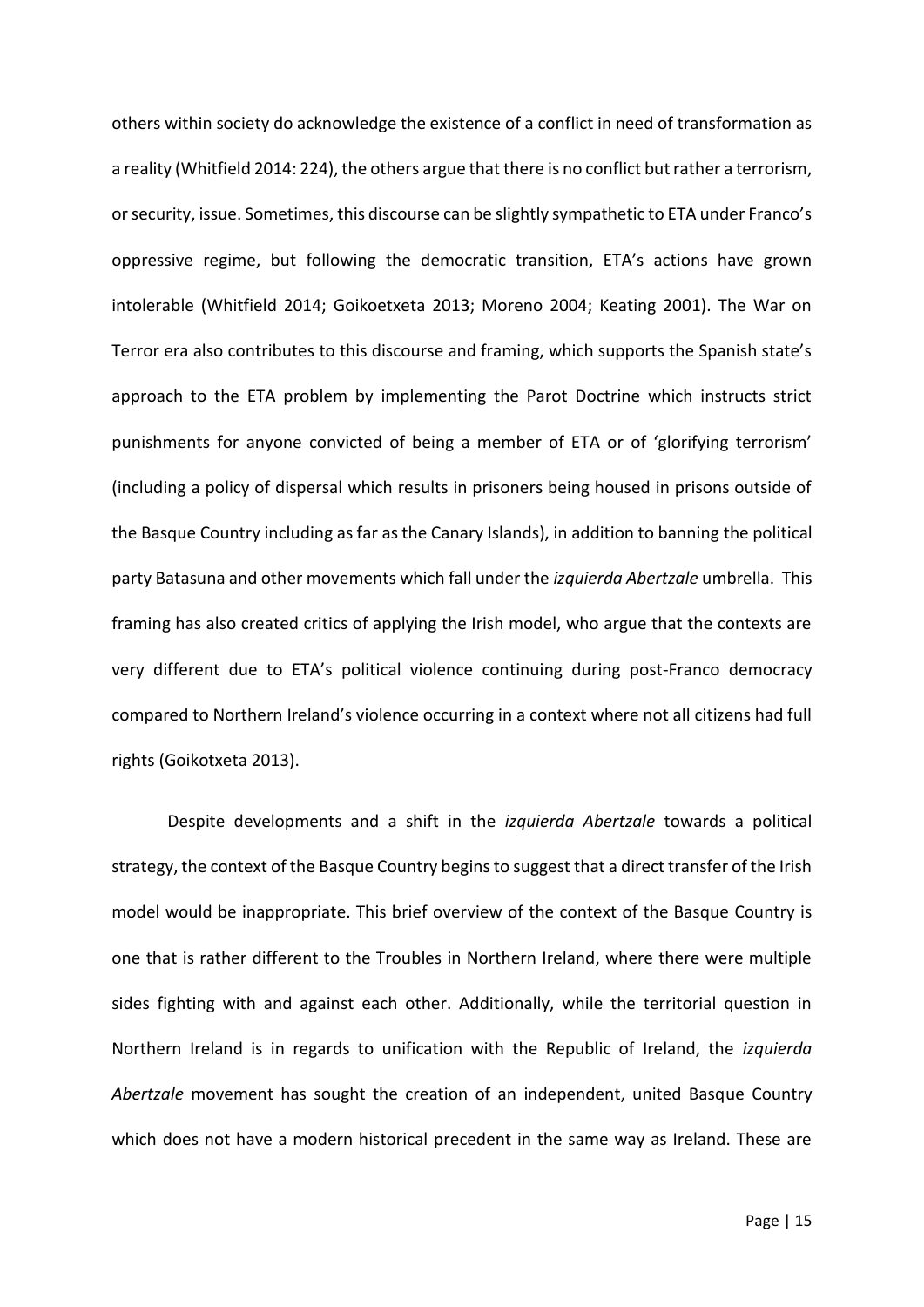others within society do acknowledge the existence of a conflict in need of transformation as a reality (Whitfield 2014: 224), the others argue that there is no conflict but rather a terrorism, or security, issue. Sometimes, this discourse can be slightly sympathetic to ETA under Franco's oppressive regime, but following the democratic transition, ETA's actions have grown intolerable (Whitfield 2014; Goikoetxeta 2013; Moreno 2004; Keating 2001). The War on Terror era also contributes to this discourse and framing, which supports the Spanish state's approach to the ETA problem by implementing the Parot Doctrine which instructs strict punishments for anyone convicted of being a member of ETA or of 'glorifying terrorism' (including a policy of dispersal which results in prisoners being housed in prisons outside of the Basque Country including as far as the Canary Islands), in addition to banning the political party Batasuna and other movements which fall under the *izquierda Abertzale* umbrella. This framing has also created critics of applying the Irish model, who argue that the contexts are very different due to ETA's political violence continuing during post-Franco democracy compared to Northern Ireland's violence occurring in a context where not all citizens had full rights (Goikotxeta 2013).

Despite developments and a shift in the *izquierda Abertzale* towards a political strategy, the context of the Basque Country begins to suggest that a direct transfer of the Irish model would be inappropriate. This brief overview of the context of the Basque Country is one that is rather different to the Troubles in Northern Ireland, where there were multiple sides fighting with and against each other. Additionally, while the territorial question in Northern Ireland is in regards to unification with the Republic of Ireland, the *izquierda Abertzale* movement has sought the creation of an independent, united Basque Country which does not have a modern historical precedent in the same way as Ireland. These are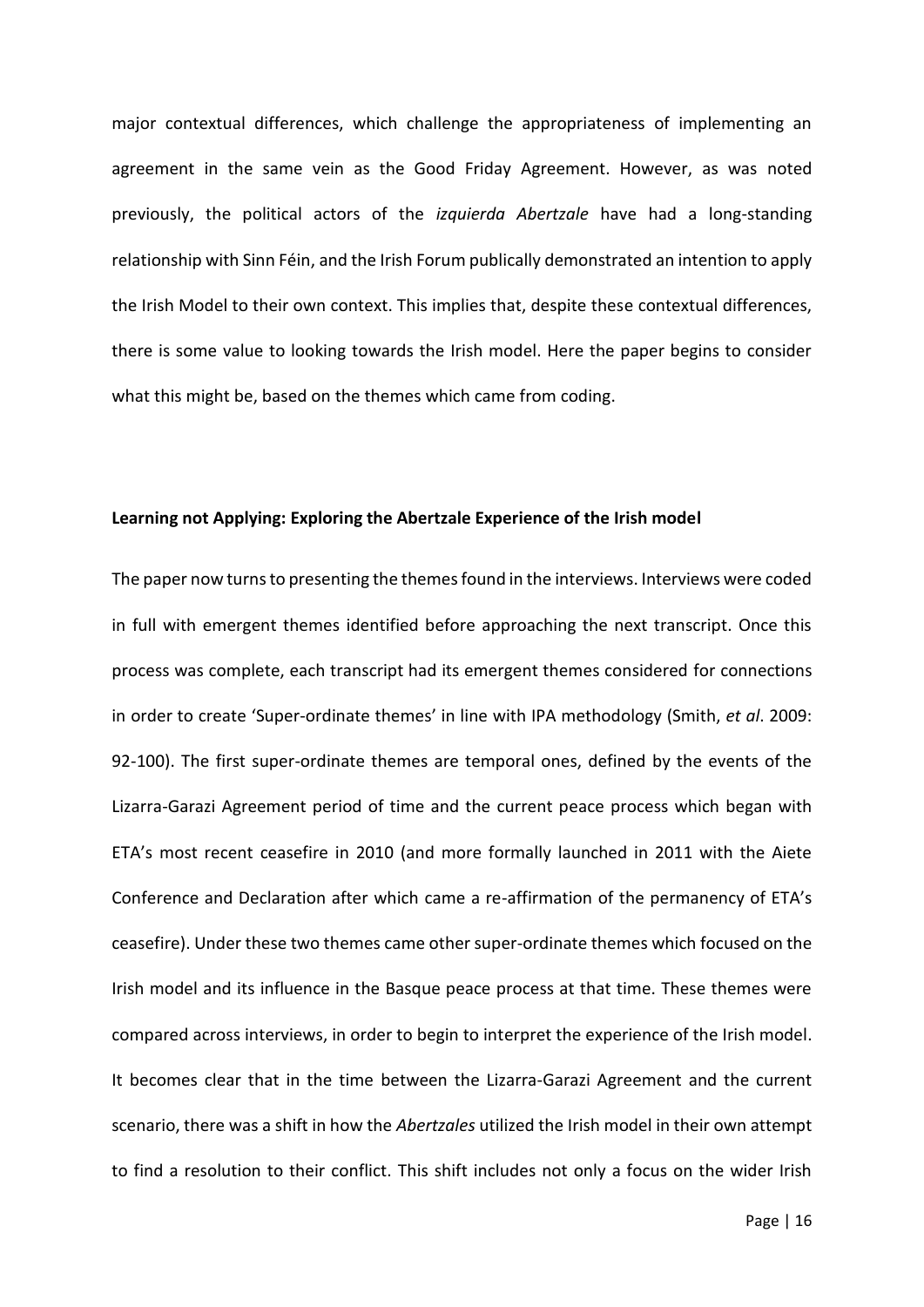major contextual differences, which challenge the appropriateness of implementing an agreement in the same vein as the Good Friday Agreement. However, as was noted previously, the political actors of the *izquierda Abertzale* have had a long-standing relationship with Sinn Féin, and the Irish Forum publically demonstrated an intention to apply the Irish Model to their own context. This implies that, despite these contextual differences, there is some value to looking towards the Irish model. Here the paper begins to consider what this might be, based on the themes which came from coding.

**Learning not Applying: Exploring the Abertzale Experience of the Irish model**

The paper now turns to presenting the themes found in the interviews. Interviews were coded in full with emergent themes identified before approaching the next transcript. Once this process was complete, each transcript had its emergent themes considered for connections in order to create 'Super-ordinate themes' in line with IPA methodology (Smith, *et al*. 2009: 92-100). The first super-ordinate themes are temporal ones, defined by the events of the Lizarra-Garazi Agreement period of time and the current peace process which began with ETA's most recent ceasefire in 2010 (and more formally launched in 2011 with the Aiete Conference and Declaration after which came a re-affirmation of the permanency of ETA's ceasefire). Under these two themes came other super-ordinate themes which focused on the Irish model and its influence in the Basque peace process at that time. These themes were compared across interviews, in order to begin to interpret the experience of the Irish model. It becomes clear that in the time between the Lizarra-Garazi Agreement and the current scenario, there was a shift in how the *Abertzales* utilized the Irish model in their own attempt to find a resolution to their conflict. This shift includes not only a focus on the wider Irish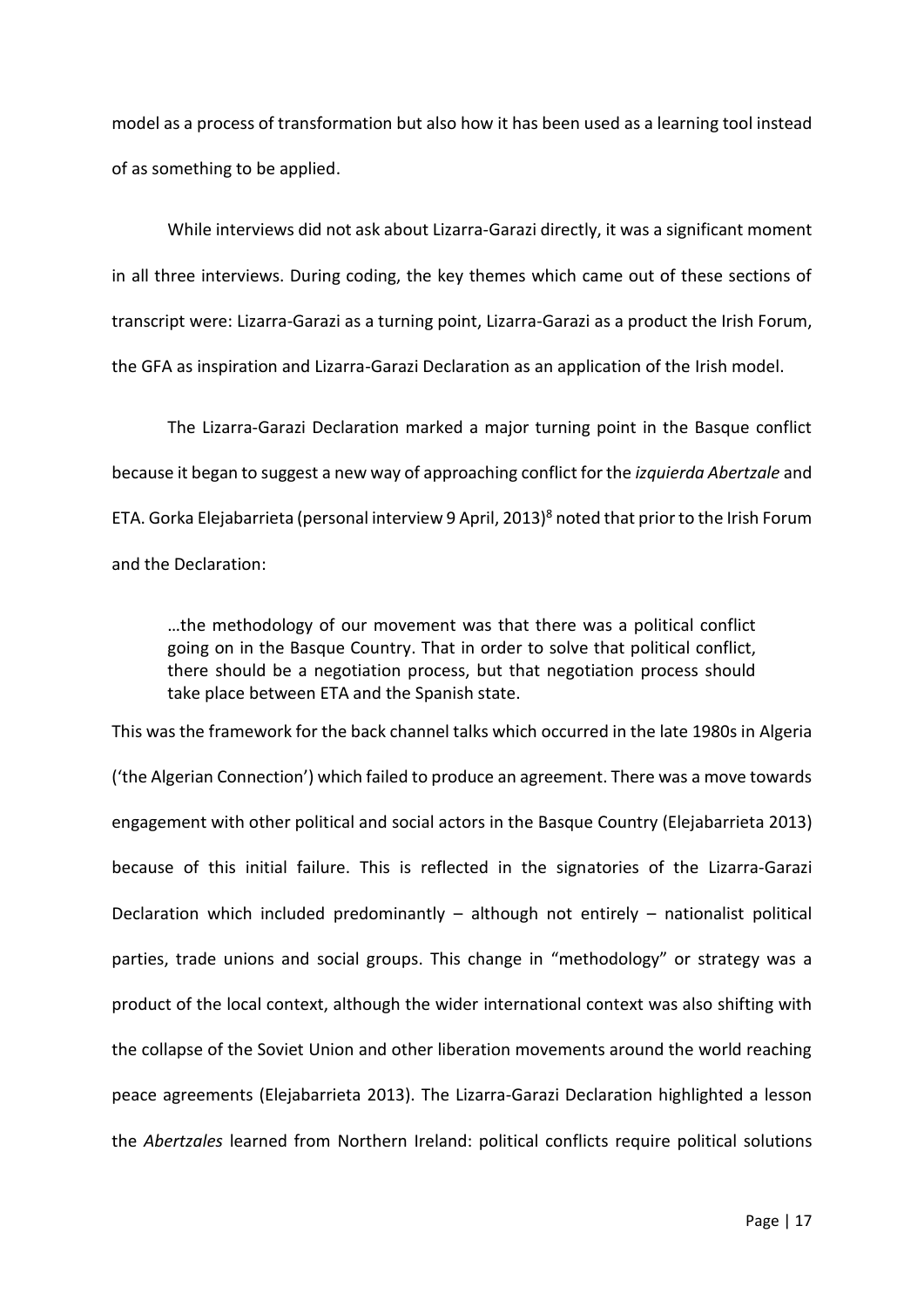model as a process of transformation but also how it has been used as a learning tool instead of as something to be applied.

While interviews did not ask about Lizarra-Garazi directly, it was a significant moment in all three interviews. During coding, the key themes which came out of these sections of transcript were: Lizarra-Garazi as a turning point, Lizarra-Garazi as a product the Irish Forum, the GFA as inspiration and Lizarra-Garazi Declaration as an application of the Irish model.

The Lizarra-Garazi Declaration marked a major turning point in the Basque conflict because it began to suggest a new way of approaching conflict for the *izquierda Abertzale* and ETA. Gorka Elejabarrieta (personal interview 9 April, 2013)[8] noted that prior to the Irish Forum and the Declaration:

> …the methodology of our movement was that there was a political conflict going on in the Basque Country. That in order to solve that political conflict, there should be a negotiation process, but that negotiation process should take place between ETA and the Spanish state.

This was the framework for the back channel talks which occurred in the late 1980s in Algeria ('the Algerian Connection') which failed to produce an agreement. There was a move towards engagement with other political and social actors in the Basque Country (Elejabarrieta 2013) because of this initial failure. This is reflected in the signatories of the Lizarra-Garazi Declaration which included predominantly – although not entirely – nationalist political parties, trade unions and social groups. This change in "methodology" or strategy was a product of the local context, although the wider international context was also shifting with the collapse of the Soviet Union and other liberation movements around the world reaching peace agreements (Elejabarrieta 2013). The Lizarra-Garazi Declaration highlighted a lesson the *Abertzales* learned from Northern Ireland: political conflicts require political solutions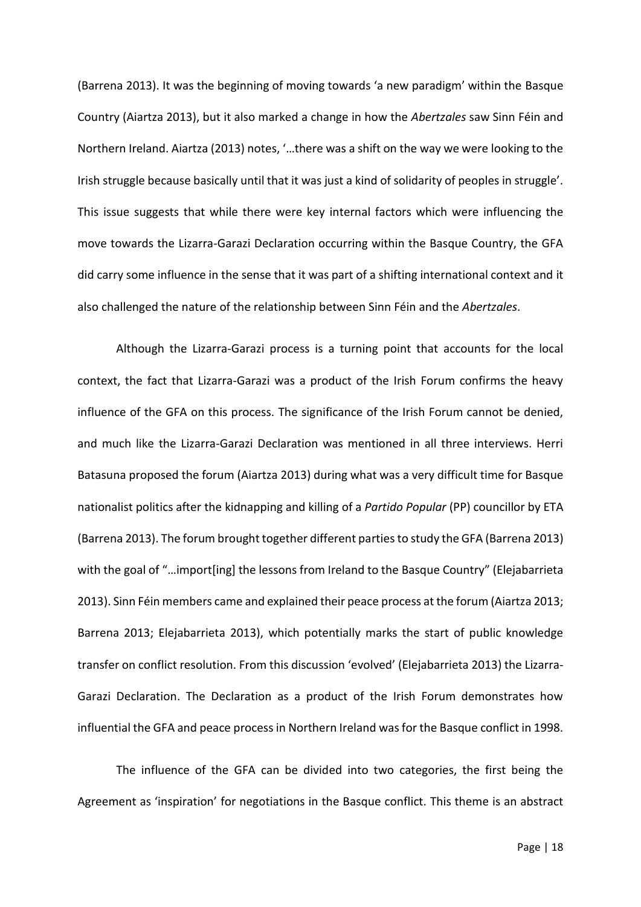(Barrena 2013). It was the beginning of moving towards 'a new paradigm' within the Basque Country (Aiartza 2013), but it also marked a change in how the *Abertzales* saw Sinn Féin and Northern Ireland. Aiartza (2013) notes, '…there was a shift on the way we were looking to the Irish struggle because basically until that it was just a kind of solidarity of peoples in struggle'. This issue suggests that while there were key internal factors which were influencing the move towards the Lizarra-Garazi Declaration occurring within the Basque Country, the GFA did carry some influence in the sense that it was part of a shifting international context and it also challenged the nature of the relationship between Sinn Féin and the *Abertzales*.

Although the Lizarra-Garazi process is a turning point that accounts for the local context, the fact that Lizarra-Garazi was a product of the Irish Forum confirms the heavy influence of the GFA on this process. The significance of the Irish Forum cannot be denied, and much like the Lizarra-Garazi Declaration was mentioned in all three interviews. Herri Batasuna proposed the forum (Aiartza 2013) during what was a very difficult time for Basque nationalist politics after the kidnapping and killing of a *Partido Popular* (PP) councillor by ETA (Barrena 2013). The forum brought together different parties to study the GFA (Barrena 2013) with the goal of "…import[ing] the lessons from Ireland to the Basque Country" (Elejabarrieta 2013). Sinn Féin members came and explained their peace process at the forum (Aiartza 2013; Barrena 2013; Elejabarrieta 2013), which potentially marks the start of public knowledge transfer on conflict resolution. From this discussion 'evolved' (Elejabarrieta 2013) the Lizarra-Garazi Declaration. The Declaration as a product of the Irish Forum demonstrates how influential the GFA and peace process in Northern Ireland was for the Basque conflict in 1998.

The influence of the GFA can be divided into two categories, the first being the Agreement as 'inspiration' for negotiations in the Basque conflict. This theme is an abstract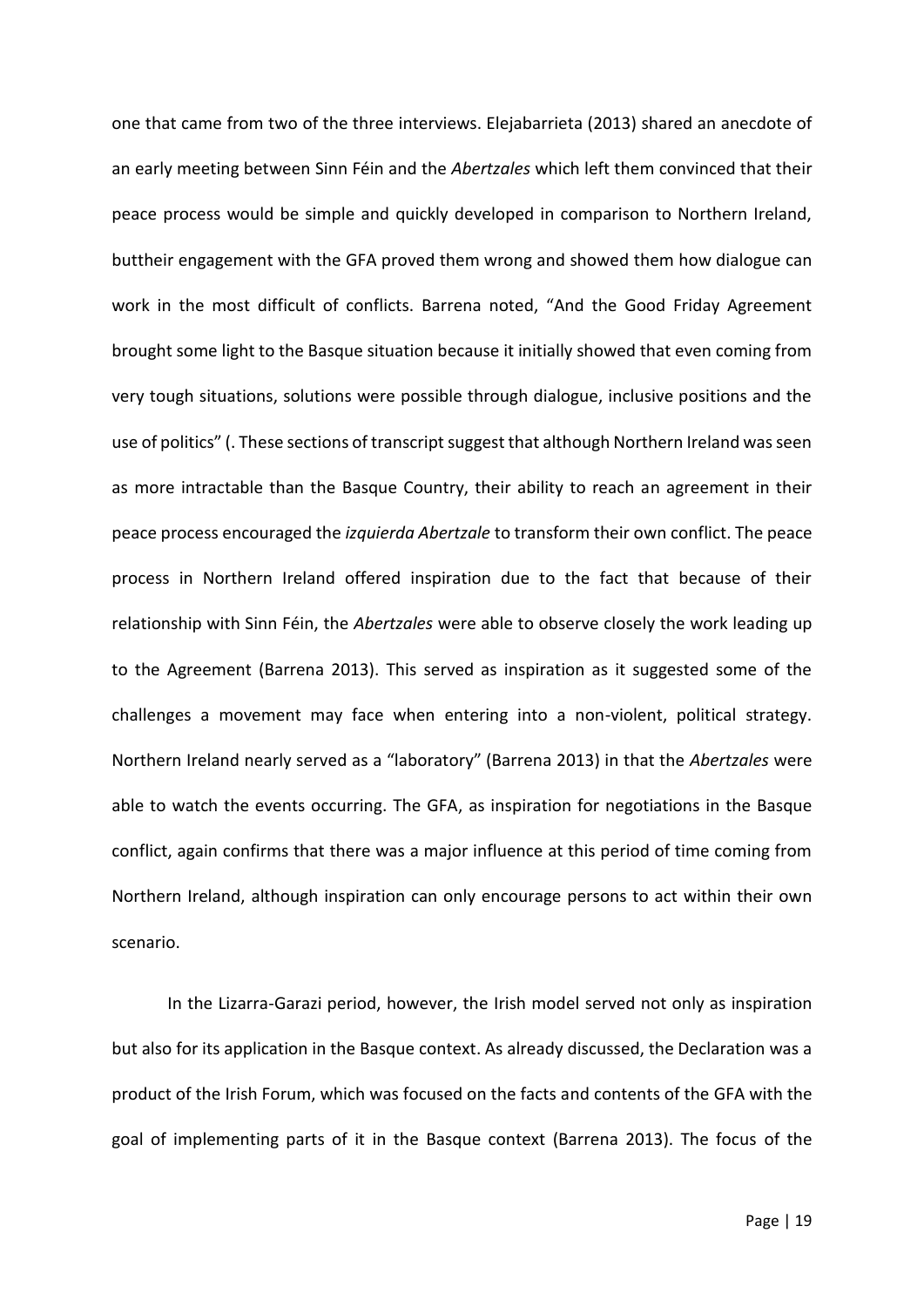one that came from two of the three interviews. Elejabarrieta (2013) shared an anecdote of an early meeting between Sinn Féin and the *Abertzales* which left them convinced that their peace process would be simple and quickly developed in comparison to Northern Ireland, buttheir engagement with the GFA proved them wrong and showed them how dialogue can work in the most difficult of conflicts. Barrena noted, "And the Good Friday Agreement brought some light to the Basque situation because it initially showed that even coming from very tough situations, solutions were possible through dialogue, inclusive positions and the use of politics" (. These sections of transcript suggest that although Northern Ireland was seen as more intractable than the Basque Country, their ability to reach an agreement in their peace process encouraged the *izquierda Abertzale* to transform their own conflict. The peace process in Northern Ireland offered inspiration due to the fact that because of their relationship with Sinn Féin, the *Abertzales* were able to observe closely the work leading up to the Agreement (Barrena 2013). This served as inspiration as it suggested some of the challenges a movement may face when entering into a non-violent, political strategy. Northern Ireland nearly served as a "laboratory" (Barrena 2013) in that the *Abertzales* were able to watch the events occurring. The GFA, as inspiration for negotiations in the Basque conflict, again confirms that there was a major influence at this period of time coming from Northern Ireland, although inspiration can only encourage persons to act within their own scenario.

In the Lizarra-Garazi period, however, the Irish model served not only as inspiration but also for its application in the Basque context. As already discussed, the Declaration was a product of the Irish Forum, which was focused on the facts and contents of the GFA with the goal of implementing parts of it in the Basque context (Barrena 2013). The focus of the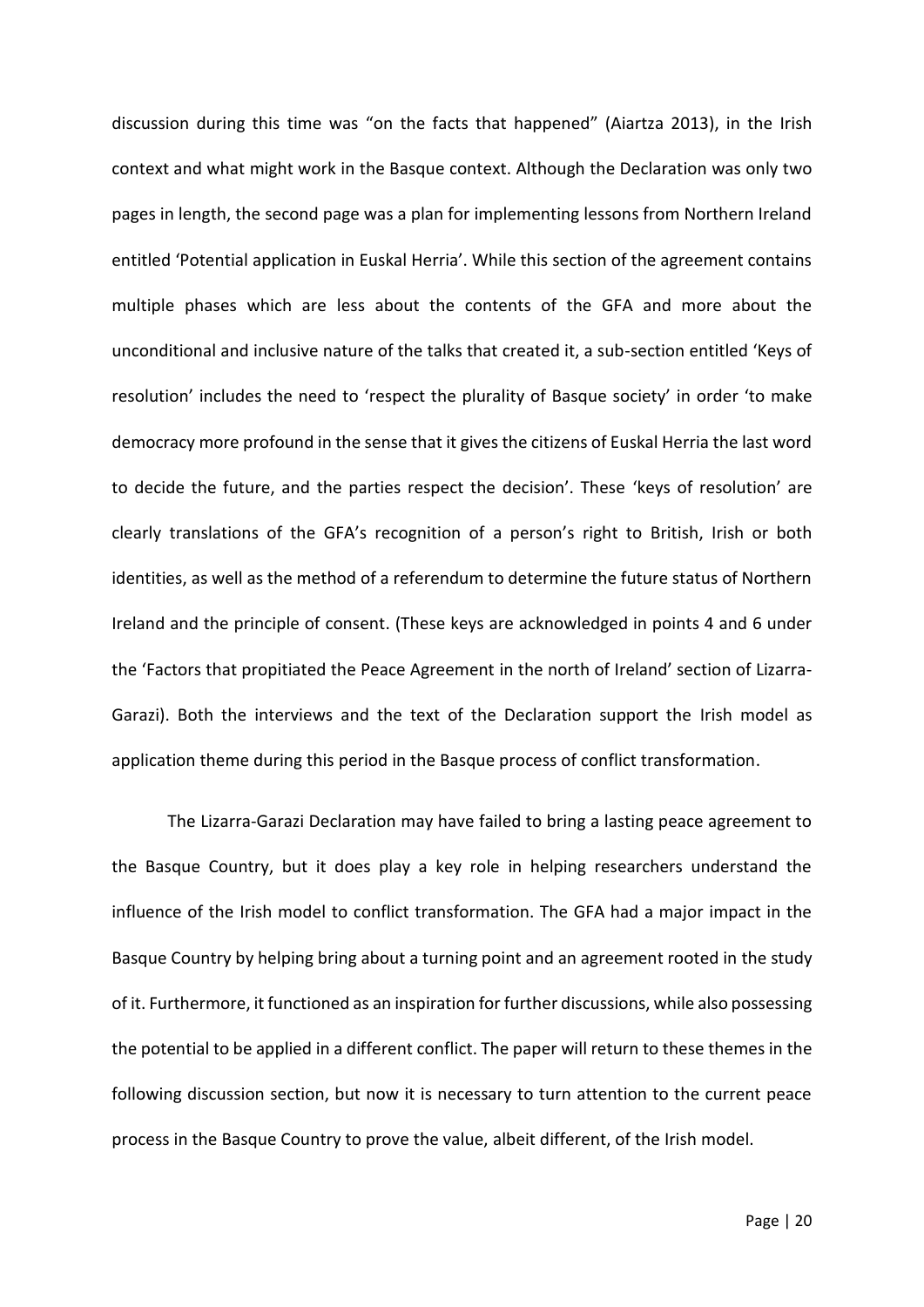discussion during this time was "on the facts that happened" (Aiartza 2013), in the Irish context and what might work in the Basque context. Although the Declaration was only two pages in length, the second page was a plan for implementing lessons from Northern Ireland entitled 'Potential application in Euskal Herria'. While this section of the agreement contains multiple phases which are less about the contents of the GFA and more about the unconditional and inclusive nature of the talks that created it, a sub-section entitled 'Keys of resolution' includes the need to 'respect the plurality of Basque society' in order 'to make democracy more profound in the sense that it gives the citizens of Euskal Herria the last word to decide the future, and the parties respect the decision'. These 'keys of resolution' are clearly translations of the GFA's recognition of a person's right to British, Irish or both identities, as well as the method of a referendum to determine the future status of Northern Ireland and the principle of consent. (These keys are acknowledged in points 4 and 6 under the 'Factors that propitiated the Peace Agreement in the north of Ireland' section of Lizarra-Garazi). Both the interviews and the text of the Declaration support the Irish model as application theme during this period in the Basque process of conflict transformation.

The Lizarra-Garazi Declaration may have failed to bring a lasting peace agreement to the Basque Country, but it does play a key role in helping researchers understand the influence of the Irish model to conflict transformation. The GFA had a major impact in the Basque Country by helping bring about a turning point and an agreement rooted in the study of it. Furthermore, it functioned as an inspiration for further discussions, while also possessing the potential to be applied in a different conflict. The paper will return to these themes in the following discussion section, but now it is necessary to turn attention to the current peace process in the Basque Country to prove the value, albeit different, of the Irish model.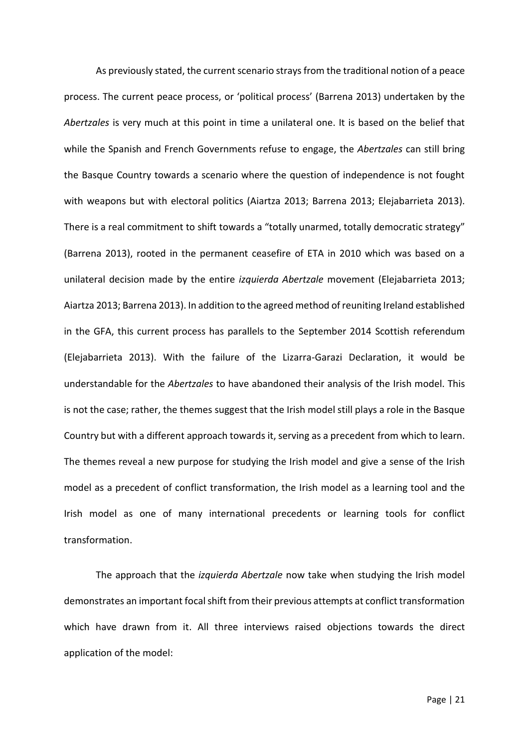As previously stated, the current scenario strays from the traditional notion of a peace process. The current peace process, or 'political process' (Barrena 2013) undertaken by the *Abertzales* is very much at this point in time a unilateral one. It is based on the belief that while the Spanish and French Governments refuse to engage, the *Abertzales* can still bring the Basque Country towards a scenario where the question of independence is not fought with weapons but with electoral politics (Aiartza 2013; Barrena 2013; Elejabarrieta 2013). There is a real commitment to shift towards a "totally unarmed, totally democratic strategy" (Barrena 2013), rooted in the permanent ceasefire of ETA in 2010 which was based on a unilateral decision made by the entire *izquierda Abertzale* movement (Elejabarrieta 2013; Aiartza 2013; Barrena 2013). In addition to the agreed method of reuniting Ireland established in the GFA, this current process has parallels to the September 2014 Scottish referendum (Elejabarrieta 2013). With the failure of the Lizarra-Garazi Declaration, it would be understandable for the *Abertzales* to have abandoned their analysis of the Irish model. This is not the case; rather, the themes suggest that the Irish model still plays a role in the Basque Country but with a different approach towards it, serving as a precedent from which to learn. The themes reveal a new purpose for studying the Irish model and give a sense of the Irish model as a precedent of conflict transformation, the Irish model as a learning tool and the Irish model as one of many international precedents or learning tools for conflict transformation.

The approach that the *izquierda Abertzale* now take when studying the Irish model demonstrates an important focal shift from their previous attempts at conflict transformation which have drawn from it. All three interviews raised objections towards the direct application of the model: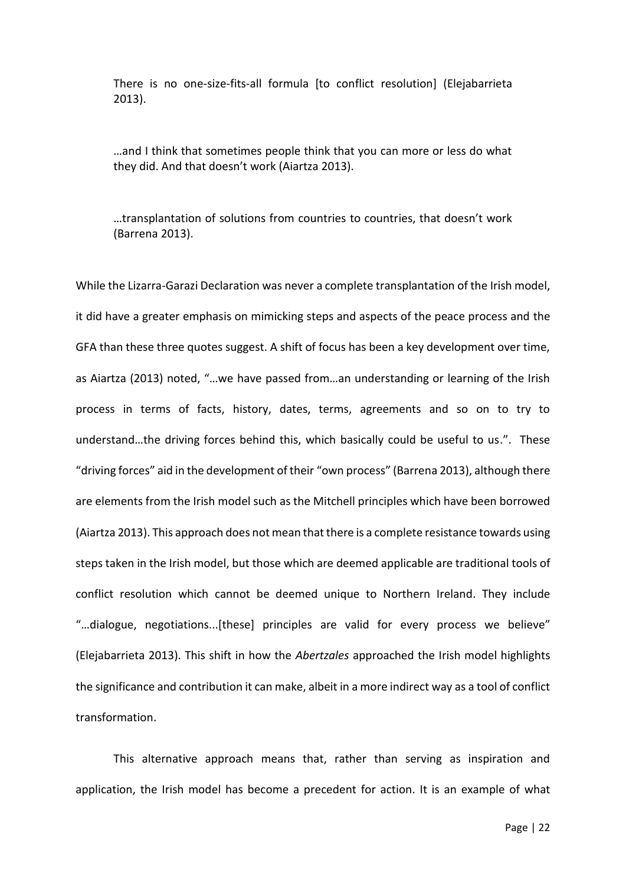> There is no one-size-fits-all formula [to conflict resolution] (Elejabarrieta 2013).

> …and I think that sometimes people think that you can more or less do what they did. And that doesn't work (Aiartza 2013).

> …transplantation of solutions from countries to countries, that doesn't work (Barrena 2013).

While the Lizarra-Garazi Declaration was never a complete transplantation of the Irish model, it did have a greater emphasis on mimicking steps and aspects of the peace process and the GFA than these three quotes suggest. A shift of focus has been a key development over time, as Aiartza (2013) noted, "…we have passed from…an understanding or learning of the Irish process in terms of facts, history, dates, terms, agreements and so on to try to understand…the driving forces behind this, which basically could be useful to us.". These "driving forces" aid in the development of their "own process" (Barrena 2013), although there are elements from the Irish model such as the Mitchell principles which have been borrowed (Aiartza 2013). This approach does not mean that there is a complete resistance towards using steps taken in the Irish model, but those which are deemed applicable are traditional tools of conflict resolution which cannot be deemed unique to Northern Ireland. They include "…dialogue, negotiations...[these] principles are valid for every process we believe" (Elejabarrieta 2013). This shift in how the *Abertzales* approached the Irish model highlights the significance and contribution it can make, albeit in a more indirect way as a tool of conflict transformation.

This alternative approach means that, rather than serving as inspiration and application, the Irish model has become a precedent for action. It is an example of what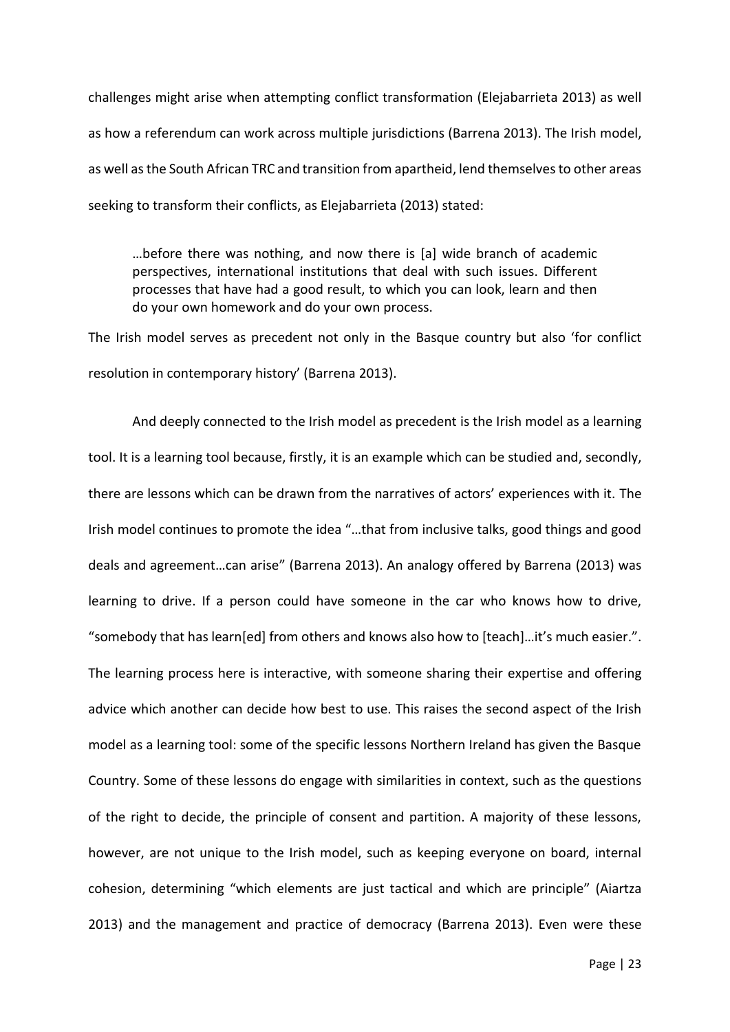challenges might arise when attempting conflict transformation (Elejabarrieta 2013) as well as how a referendum can work across multiple jurisdictions (Barrena 2013). The Irish model, as well as the South African TRC and transition from apartheid, lend themselves to other areas seeking to transform their conflicts, as Elejabarrieta (2013) stated:

> …before there was nothing, and now there is [a] wide branch of academic perspectives, international institutions that deal with such issues. Different processes that have had a good result, to which you can look, learn and then do your own homework and do your own process.

The Irish model serves as precedent not only in the Basque country but also 'for conflict resolution in contemporary history' (Barrena 2013).

And deeply connected to the Irish model as precedent is the Irish model as a learning tool. It is a learning tool because, firstly, it is an example which can be studied and, secondly, there are lessons which can be drawn from the narratives of actors' experiences with it. The Irish model continues to promote the idea "…that from inclusive talks, good things and good deals and agreement…can arise" (Barrena 2013). An analogy offered by Barrena (2013) was learning to drive. If a person could have someone in the car who knows how to drive, "somebody that has learn[ed] from others and knows also how to [teach]…it's much easier.". The learning process here is interactive, with someone sharing their expertise and offering advice which another can decide how best to use. This raises the second aspect of the Irish model as a learning tool: some of the specific lessons Northern Ireland has given the Basque Country. Some of these lessons do engage with similarities in context, such as the questions of the right to decide, the principle of consent and partition. A majority of these lessons, however, are not unique to the Irish model, such as keeping everyone on board, internal cohesion, determining "which elements are just tactical and which are principle" (Aiartza 2013) and the management and practice of democracy (Barrena 2013). Even were these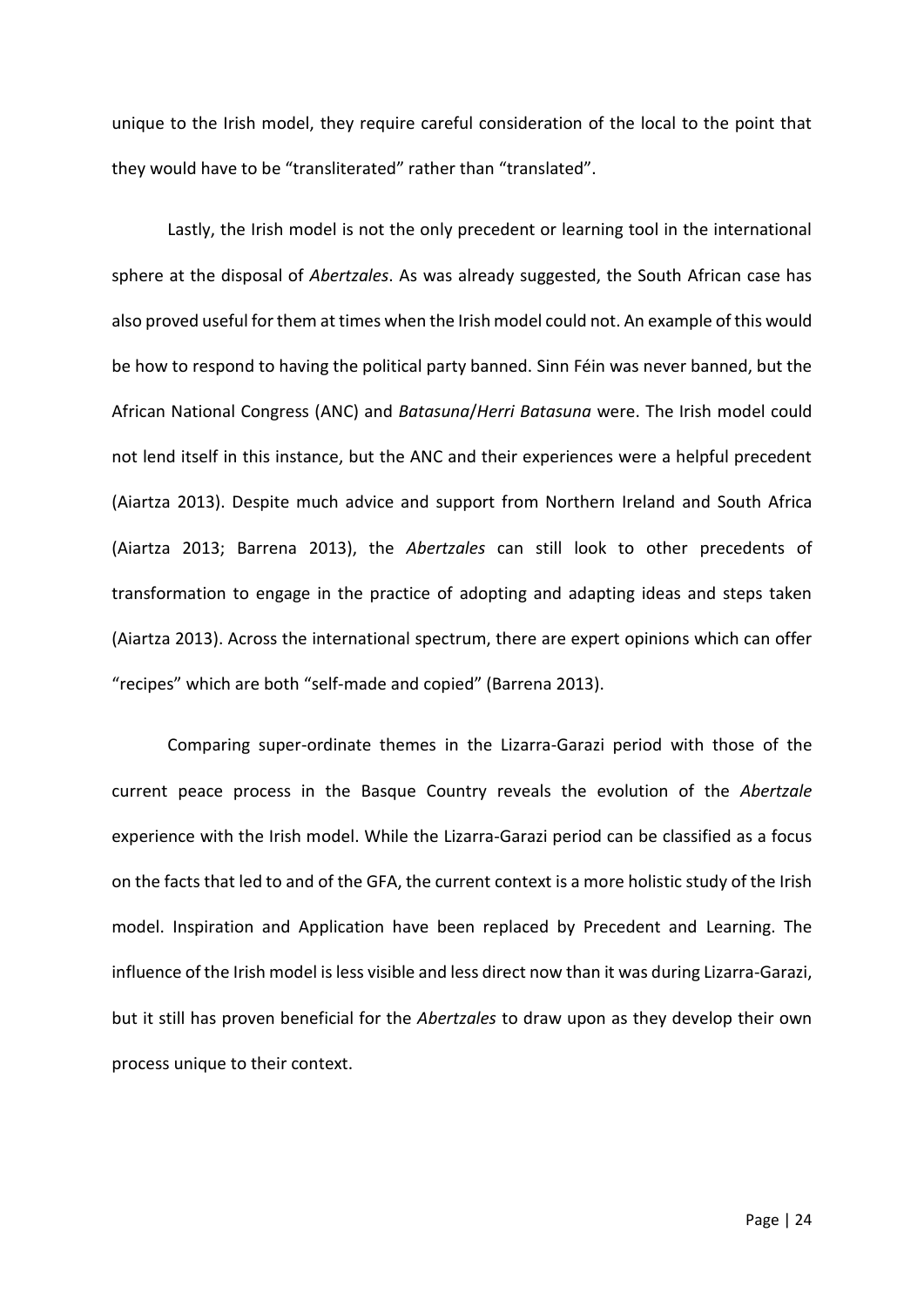unique to the Irish model, they require careful consideration of the local to the point that they would have to be "transliterated" rather than "translated".

Lastly, the Irish model is not the only precedent or learning tool in the international sphere at the disposal of *Abertzales*. As was already suggested, the South African case has also proved useful for them at times when the Irish model could not. An example of this would be how to respond to having the political party banned. Sinn Féin was never banned, but the African National Congress (ANC) and *Batasuna*/*Herri Batasuna* were. The Irish model could not lend itself in this instance, but the ANC and their experiences were a helpful precedent (Aiartza 2013). Despite much advice and support from Northern Ireland and South Africa (Aiartza 2013; Barrena 2013), the *Abertzales* can still look to other precedents of transformation to engage in the practice of adopting and adapting ideas and steps taken (Aiartza 2013). Across the international spectrum, there are expert opinions which can offer "recipes" which are both "self-made and copied" (Barrena 2013).

Comparing super-ordinate themes in the Lizarra-Garazi period with those of the current peace process in the Basque Country reveals the evolution of the *Abertzale* experience with the Irish model. While the Lizarra-Garazi period can be classified as a focus on the facts that led to and of the GFA, the current context is a more holistic study of the Irish model. Inspiration and Application have been replaced by Precedent and Learning. The influence of the Irish model is less visible and less direct now than it was during Lizarra-Garazi, but it still has proven beneficial for the *Abertzales* to draw upon as they develop their own process unique to their context.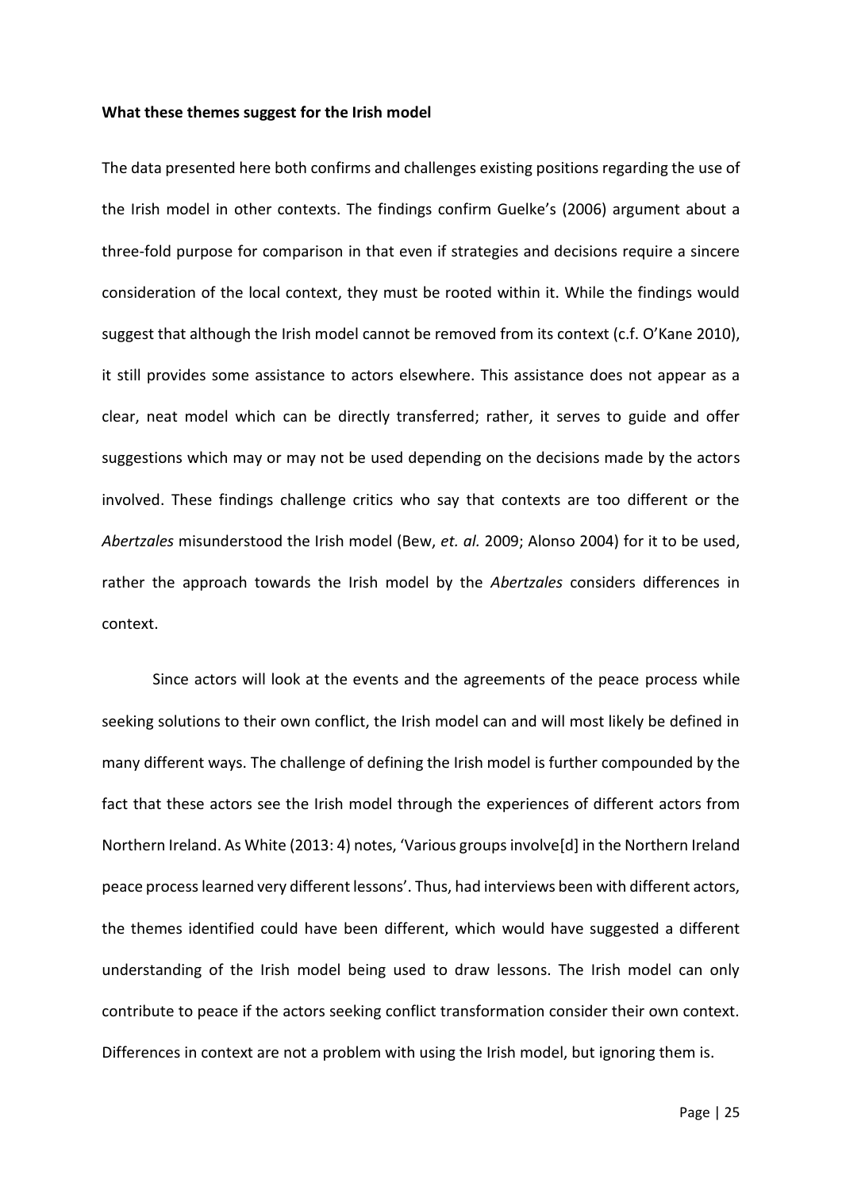**What these themes suggest for the Irish model**

The data presented here both confirms and challenges existing positions regarding the use of the Irish model in other contexts. The findings confirm Guelke's (2006) argument about a three-fold purpose for comparison in that even if strategies and decisions require a sincere consideration of the local context, they must be rooted within it. While the findings would suggest that although the Irish model cannot be removed from its context (c.f. O'Kane 2010), it still provides some assistance to actors elsewhere. This assistance does not appear as a clear, neat model which can be directly transferred; rather, it serves to guide and offer suggestions which may or may not be used depending on the decisions made by the actors involved. These findings challenge critics who say that contexts are too different or the *Abertzales* misunderstood the Irish model (Bew, *et. al.* 2009; Alonso 2004) for it to be used, rather the approach towards the Irish model by the *Abertzales* considers differences in context.

Since actors will look at the events and the agreements of the peace process while seeking solutions to their own conflict, the Irish model can and will most likely be defined in many different ways. The challenge of defining the Irish model is further compounded by the fact that these actors see the Irish model through the experiences of different actors from Northern Ireland. As White (2013: 4) notes, 'Various groups involve[d] in the Northern Ireland peace process learned very different lessons'. Thus, had interviews been with different actors, the themes identified could have been different, which would have suggested a different understanding of the Irish model being used to draw lessons. The Irish model can only contribute to peace if the actors seeking conflict transformation consider their own context. Differences in context are not a problem with using the Irish model, but ignoring them is.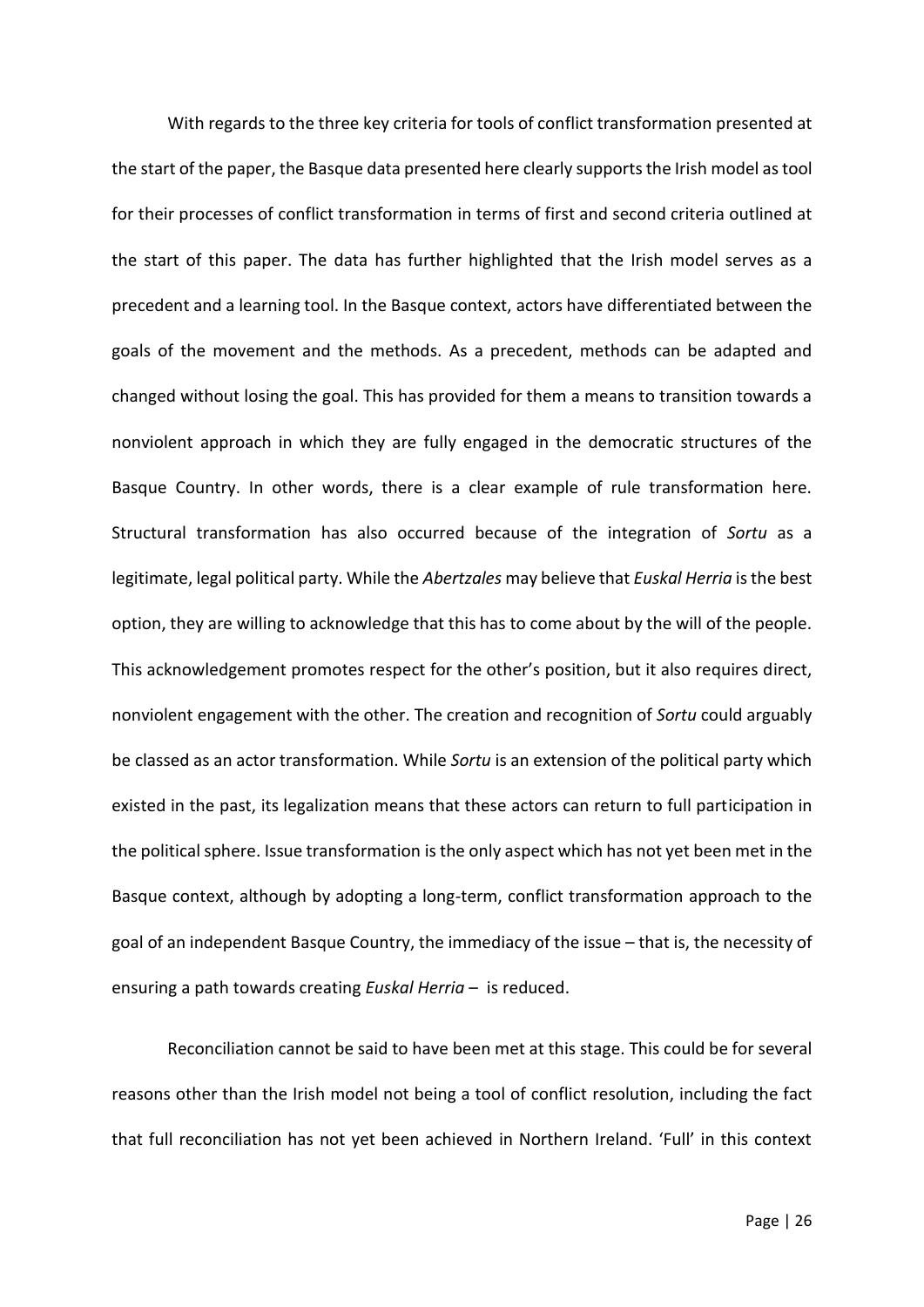With regards to the three key criteria for tools of conflict transformation presented at the start of the paper, the Basque data presented here clearly supports the Irish model as tool for their processes of conflict transformation in terms of first and second criteria outlined at the start of this paper. The data has further highlighted that the Irish model serves as a precedent and a learning tool. In the Basque context, actors have differentiated between the goals of the movement and the methods. As a precedent, methods can be adapted and changed without losing the goal. This has provided for them a means to transition towards a nonviolent approach in which they are fully engaged in the democratic structures of the Basque Country. In other words, there is a clear example of rule transformation here. Structural transformation has also occurred because of the integration of *Sortu* as a legitimate, legal political party. While the *Abertzales* may believe that *Euskal Herria* is the best option, they are willing to acknowledge that this has to come about by the will of the people. This acknowledgement promotes respect for the other's position, but it also requires direct, nonviolent engagement with the other. The creation and recognition of *Sortu* could arguably be classed as an actor transformation. While *Sortu* is an extension of the political party which existed in the past, its legalization means that these actors can return to full participation in the political sphere. Issue transformation is the only aspect which has not yet been met in the Basque context, although by adopting a long-term, conflict transformation approach to the goal of an independent Basque Country, the immediacy of the issue – that is, the necessity of ensuring a path towards creating *Euskal Herria* – is reduced.

Reconciliation cannot be said to have been met at this stage. This could be for several reasons other than the Irish model not being a tool of conflict resolution, including the fact that full reconciliation has not yet been achieved in Northern Ireland. 'Full' in this context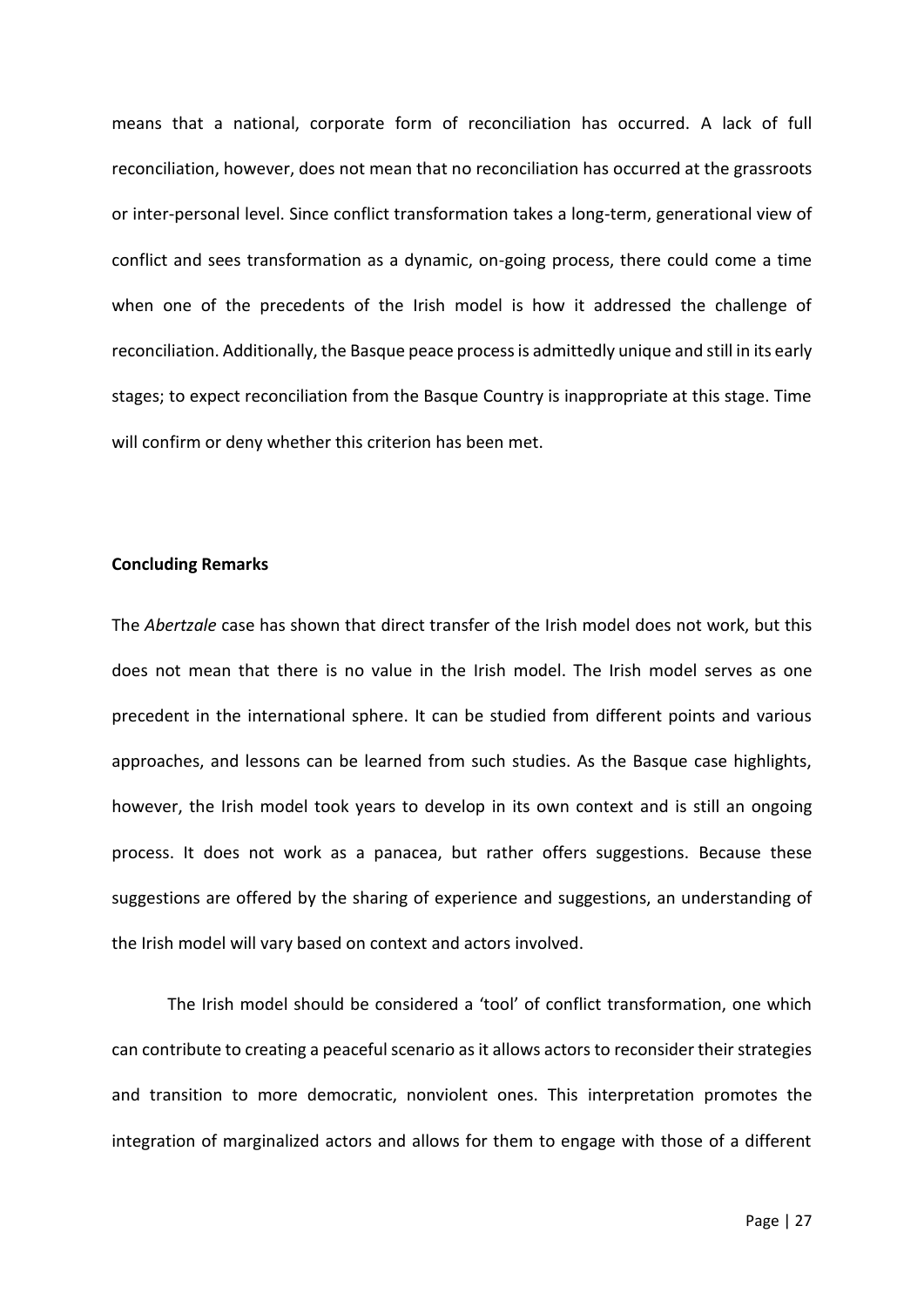means that a national, corporate form of reconciliation has occurred. A lack of full reconciliation, however, does not mean that no reconciliation has occurred at the grassroots or inter-personal level. Since conflict transformation takes a long-term, generational view of conflict and sees transformation as a dynamic, on-going process, there could come a time when one of the precedents of the Irish model is how it addressed the challenge of reconciliation. Additionally, the Basque peace process is admittedly unique and still in its early stages; to expect reconciliation from the Basque Country is inappropriate at this stage. Time will confirm or deny whether this criterion has been met.

**Concluding Remarks**

The *Abertzale* case has shown that direct transfer of the Irish model does not work, but this does not mean that there is no value in the Irish model. The Irish model serves as one precedent in the international sphere. It can be studied from different points and various approaches, and lessons can be learned from such studies. As the Basque case highlights, however, the Irish model took years to develop in its own context and is still an ongoing process. It does not work as a panacea, but rather offers suggestions. Because these suggestions are offered by the sharing of experience and suggestions, an understanding of the Irish model will vary based on context and actors involved.

The Irish model should be considered a 'tool' of conflict transformation, one which can contribute to creating a peaceful scenario as it allows actors to reconsider their strategies and transition to more democratic, nonviolent ones. This interpretation promotes the integration of marginalized actors and allows for them to engage with those of a different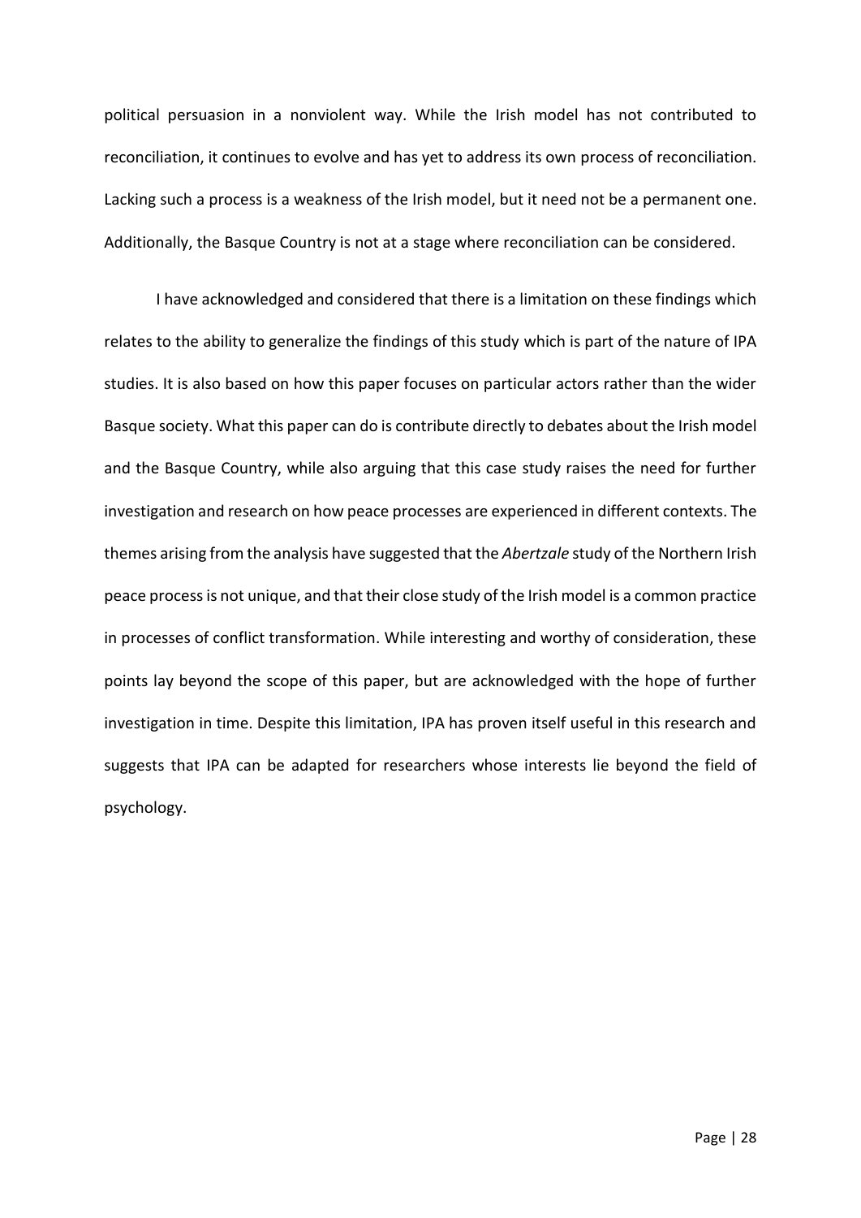political persuasion in a nonviolent way. While the Irish model has not contributed to reconciliation, it continues to evolve and has yet to address its own process of reconciliation. Lacking such a process is a weakness of the Irish model, but it need not be a permanent one. Additionally, the Basque Country is not at a stage where reconciliation can be considered.

I have acknowledged and considered that there is a limitation on these findings which relates to the ability to generalize the findings of this study which is part of the nature of IPA studies. It is also based on how this paper focuses on particular actors rather than the wider Basque society. What this paper can do is contribute directly to debates about the Irish model and the Basque Country, while also arguing that this case study raises the need for further investigation and research on how peace processes are experienced in different contexts. The themes arising from the analysis have suggested that the *Abertzale* study of the Northern Irish peace process is not unique, and that their close study of the Irish model is a common practice in processes of conflict transformation. While interesting and worthy of consideration, these points lay beyond the scope of this paper, but are acknowledged with the hope of further investigation in time. Despite this limitation, IPA has proven itself useful in this research and suggests that IPA can be adapted for researchers whose interests lie beyond the field of psychology.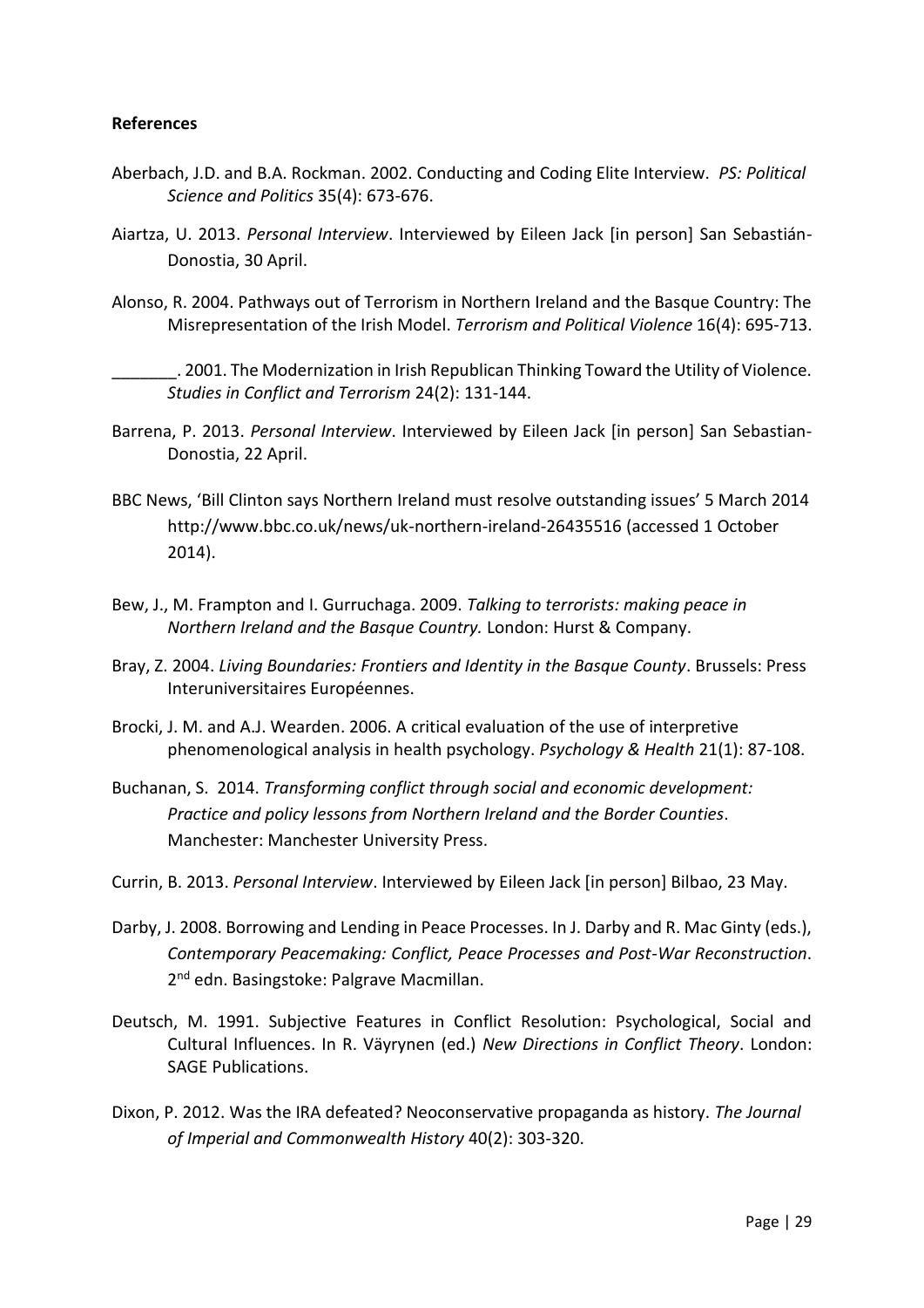**References**

Aberbach, J.D. and B.A. Rockman. 2002. Conducting and Coding Elite Interview. *PS: Political Science and Politics* 35(4): 673-676.

Aiartza, U. 2013. *Personal Interview*. Interviewed by Eileen Jack [in person] San Sebastián-Donostia, 30 April.

Alonso, R. 2004. Pathways out of Terrorism in Northern Ireland and the Basque Country: The Misrepresentation of the Irish Model. *Terrorism and Political Violence* 16(4): 695-713.

_______. 2001. The Modernization in Irish Republican Thinking Toward the Utility of Violence. *Studies in Conflict and Terrorism* 24(2): 131-144.

Barrena, P. 2013. *Personal Interview*. Interviewed by Eileen Jack [in person] San Sebastian-Donostia, 22 April.

BBC News, 'Bill Clinton says Northern Ireland must resolve outstanding issues' 5 March 2014 http://www.bbc.co.uk/news/uk-northern-ireland-26435516 (accessed 1 October 2014).

Bew, J., M. Frampton and I. Gurruchaga. 2009. *Talking to terrorists: making peace in Northern Ireland and the Basque Country.* London: Hurst & Company.

Bray, Z. 2004. *Living Boundaries: Frontiers and Identity in the Basque County*. Brussels: Press Interuniversitaires Européennes.

Brocki, J. M. and A.J. Wearden. 2006. A critical evaluation of the use of interpretive phenomenological analysis in health psychology. *Psychology & Health* 21(1): 87-108.

Buchanan, S. 2014. *Transforming conflict through social and economic development: Practice and policy lessons from Northern Ireland and the Border Counties*. Manchester: Manchester University Press.

Currin, B. 2013. *Personal Interview*. Interviewed by Eileen Jack [in person] Bilbao, 23 May.

Darby, J. 2008. Borrowing and Lending in Peace Processes. In J. Darby and R. Mac Ginty (eds.), *Contemporary Peacemaking: Conflict, Peace Processes and Post-War Reconstruction*. 2nd edn. Basingstoke: Palgrave Macmillan.

Deutsch, M. 1991. Subjective Features in Conflict Resolution: Psychological, Social and Cultural Influences. In R. Väyrynen (ed.) *New Directions in Conflict Theory*. London: SAGE Publications.

Dixon, P. 2012. Was the IRA defeated? Neoconservative propaganda as history. *The Journal of Imperial and Commonwealth History* 40(2): 303-320.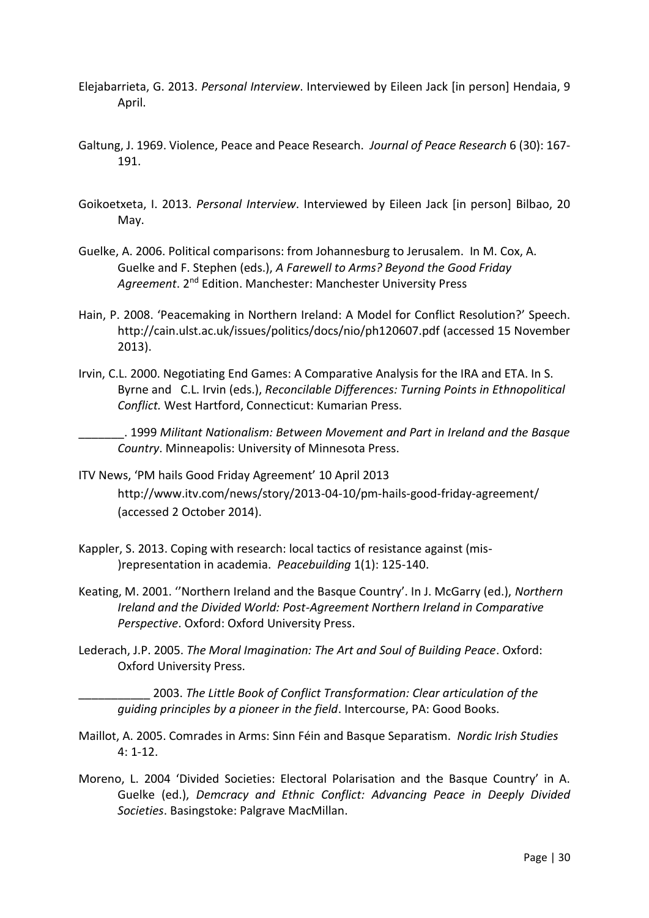Elejabarrieta, G. 2013. *Personal Interview*. Interviewed by Eileen Jack [in person] Hendaia, 9 April.

Galtung, J. 1969. Violence, Peace and Peace Research. *Journal of Peace Research* 6 (30): 167-191.

Goikoetxeta, I. 2013. *Personal Interview*. Interviewed by Eileen Jack [in person] Bilbao, 20 May.

Guelke, A. 2006. Political comparisons: from Johannesburg to Jerusalem. In M. Cox, A. Guelke and F. Stephen (eds.), *A Farewell to Arms? Beyond the Good Friday Agreement*. 2nd Edition. Manchester: Manchester University Press

Hain, P. 2008. 'Peacemaking in Northern Ireland: A Model for Conflict Resolution?' Speech. http://cain.ulst.ac.uk/issues/politics/docs/nio/ph120607.pdf (accessed 15 November 2013).

Irvin, C.L. 2000. Negotiating End Games: A Comparative Analysis for the IRA and ETA. In S. Byrne and C.L. Irvin (eds.), *Reconcilable Differences: Turning Points in Ethnopolitical Conflict.* West Hartford, Connecticut: Kumarian Press.

_______. 1999 *Militant Nationalism: Between Movement and Part in Ireland and the Basque Country*. Minneapolis: University of Minnesota Press.

ITV News, 'PM hails Good Friday Agreement' 10 April 2013 http://www.itv.com/news/story/2013-04-10/pm-hails-good-friday-agreement/ (accessed 2 October 2014).

Kappler, S. 2013. Coping with research: local tactics of resistance against (mis-)representation in academia. *Peacebuilding* 1(1): 125-140.

Keating, M. 2001. ''Northern Ireland and the Basque Country'. In J. McGarry (ed.), *Northern Ireland and the Divided World: Post-Agreement Northern Ireland in Comparative Perspective*. Oxford: Oxford University Press.

Lederach, J.P. 2005. *The Moral Imagination: The Art and Soul of Building Peace*. Oxford: Oxford University Press.

___________ 2003. *The Little Book of Conflict Transformation: Clear articulation of the guiding principles by a pioneer in the field*. Intercourse, PA: Good Books.

Maillot, A. 2005. Comrades in Arms: Sinn Féin and Basque Separatism. *Nordic Irish Studies* 4: 1-12.

Moreno, L. 2004 'Divided Societies: Electoral Polarisation and the Basque Country' in A. Guelke (ed.), *Demcracy and Ethnic Conflict: Advancing Peace in Deeply Divided Societies*. Basingstoke: Palgrave MacMillan.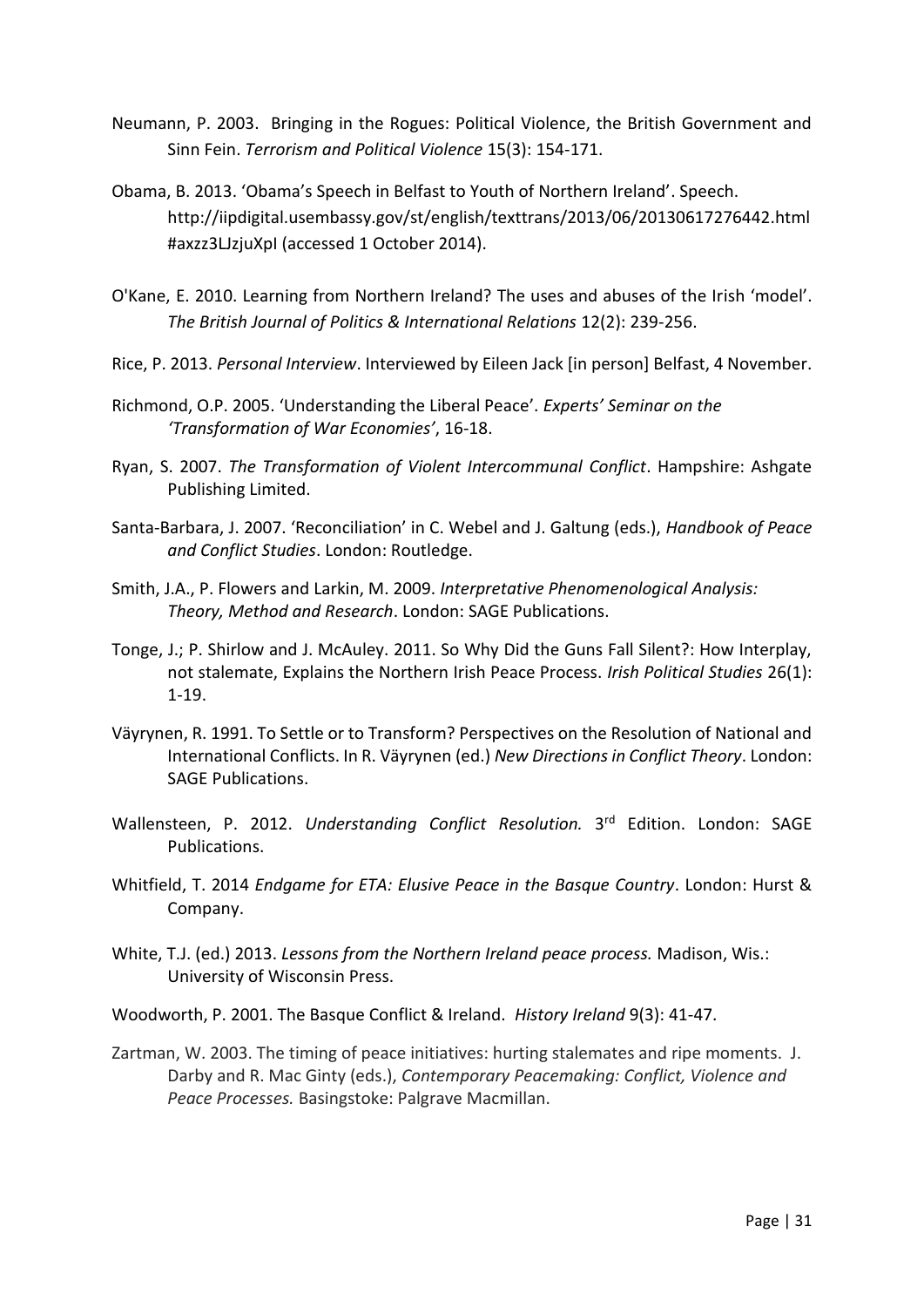Neumann, P. 2003. Bringing in the Rogues: Political Violence, the British Government and Sinn Fein. *Terrorism and Political Violence* 15(3): 154-171.

Obama, B. 2013. 'Obama's Speech in Belfast to Youth of Northern Ireland'. Speech. http://iipdigital.usembassy.gov/st/english/texttrans/2013/06/20130617276442.html#axzz3LJzjuXpI (accessed 1 October 2014).

O'Kane, E. 2010. Learning from Northern Ireland? The uses and abuses of the Irish 'model'. *The British Journal of Politics & International Relations* 12(2): 239-256.

Rice, P. 2013. *Personal Interview*. Interviewed by Eileen Jack [in person] Belfast, 4 November.

Richmond, O.P. 2005. 'Understanding the Liberal Peace'. *Experts' Seminar on the 'Transformation of War Economies'*, 16-18.

Ryan, S. 2007. *The Transformation of Violent Intercommunal Conflict*. Hampshire: Ashgate Publishing Limited.

Santa-Barbara, J. 2007. 'Reconciliation' in C. Webel and J. Galtung (eds.), *Handbook of Peace and Conflict Studies*. London: Routledge.

Smith, J.A., P. Flowers and Larkin, M. 2009. *Interpretative Phenomenological Analysis: Theory, Method and Research*. London: SAGE Publications.

Tonge, J.; P. Shirlow and J. McAuley. 2011. So Why Did the Guns Fall Silent?: How Interplay, not stalemate, Explains the Northern Irish Peace Process. *Irish Political Studies* 26(1): 1-19.

Väyrynen, R. 1991. To Settle or to Transform? Perspectives on the Resolution of National and International Conflicts. In R. Väyrynen (ed.) *New Directions in Conflict Theory*. London: SAGE Publications.

Wallensteen, P. 2012. *Understanding Conflict Resolution.* 3rd Edition. London: SAGE Publications.

Whitfield, T. 2014 *Endgame for ETA: Elusive Peace in the Basque Country*. London: Hurst & Company.

White, T.J. (ed.) 2013. *Lessons from the Northern Ireland peace process.* Madison, Wis.: University of Wisconsin Press.

Woodworth, P. 2001. The Basque Conflict & Ireland. *History Ireland* 9(3): 41-47.

Zartman, W. 2003. The timing of peace initiatives: hurting stalemates and ripe moments. J. Darby and R. Mac Ginty (eds.), *Contemporary Peacemaking: Conflict, Violence and Peace Processes.* Basingstoke: Palgrave Macmillan.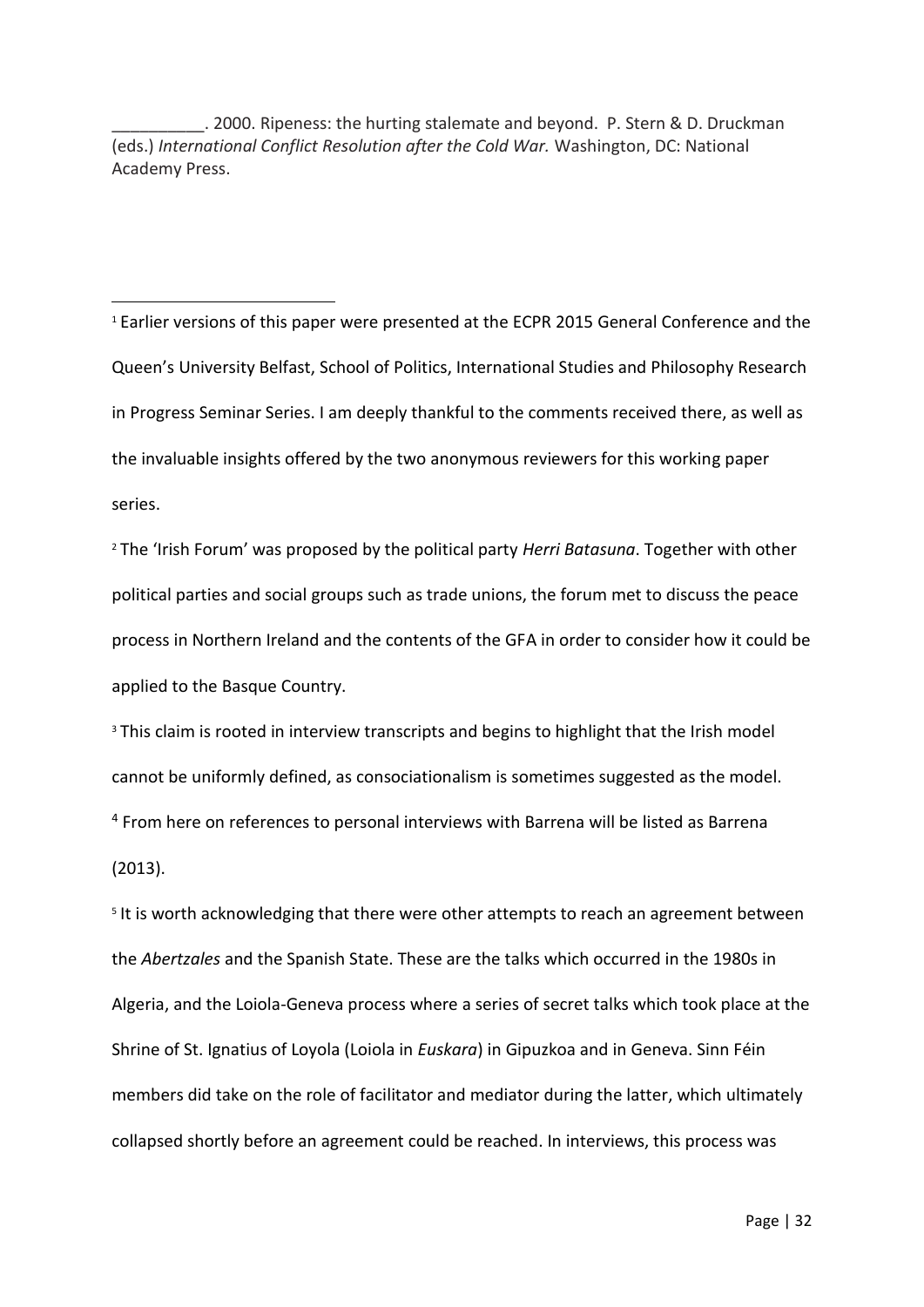__________. 2000. Ripeness: the hurting stalemate and beyond. P. Stern & D. Druckman (eds.) *International Conflict Resolution after the Cold War.* Washington, DC: National Academy Press.

---

[1] Earlier versions of this paper were presented at the ECPR 2015 General Conference and the Queen's University Belfast, School of Politics, International Studies and Philosophy Research in Progress Seminar Series. I am deeply thankful to the comments received there, as well as the invaluable insights offered by the two anonymous reviewers for this working paper series.

[2] The 'Irish Forum' was proposed by the political party *Herri Batasuna*. Together with other political parties and social groups such as trade unions, the forum met to discuss the peace process in Northern Ireland and the contents of the GFA in order to consider how it could be applied to the Basque Country.

[3] This claim is rooted in interview transcripts and begins to highlight that the Irish model cannot be uniformly defined, as consociationalism is sometimes suggested as the model.

[4] From here on references to personal interviews with Barrena will be listed as Barrena (2013).

[5] It is worth acknowledging that there were other attempts to reach an agreement between the *Abertzales* and the Spanish State. These are the talks which occurred in the 1980s in Algeria, and the Loiola-Geneva process where a series of secret talks which took place at the Shrine of St. Ignatius of Loyola (Loiola in *Euskara*) in Gipuzkoa and in Geneva. Sinn Féin members did take on the role of facilitator and mediator during the latter, which ultimately collapsed shortly before an agreement could be reached. In interviews, this process was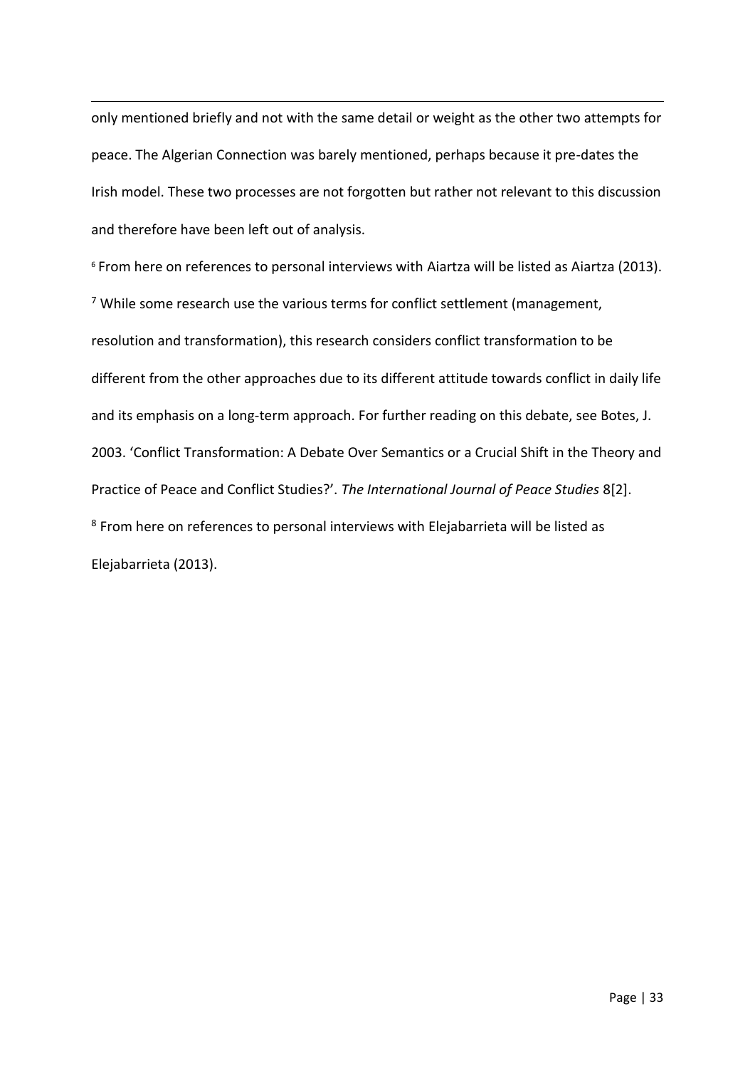only mentioned briefly and not with the same detail or weight as the other two attempts for peace. The Algerian Connection was barely mentioned, perhaps because it pre-dates the Irish model. These two processes are not forgotten but rather not relevant to this discussion and therefore have been left out of analysis.

[6] From here on references to personal interviews with Aiartza will be listed as Aiartza (2013).

[7] While some research use the various terms for conflict settlement (management, resolution and transformation), this research considers conflict transformation to be different from the other approaches due to its different attitude towards conflict in daily life and its emphasis on a long-term approach. For further reading on this debate, see Botes, J. 2003. 'Conflict Transformation: A Debate Over Semantics or a Crucial Shift in the Theory and Practice of Peace and Conflict Studies?'. *The International Journal of Peace Studies* 8[2].

[8] From here on references to personal interviews with Elejabarrieta will be listed as Elejabarrieta (2013).